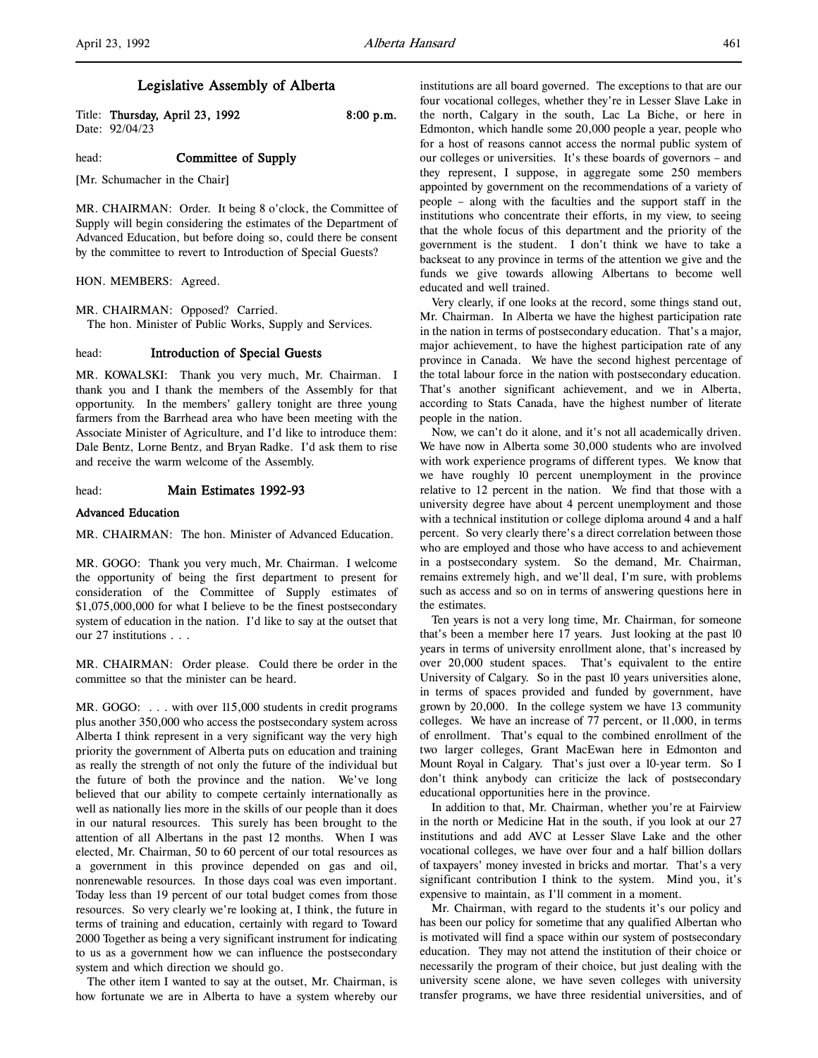## Legislative Assembly of Alberta

Title: **Thursday, April 23, 1992** 8:00 p.m.
Date: 92/04/23

head: **Committee of Supply**

[Mr. Schumacher in the Chair]

MR. CHAIRMAN: Order. It being 8 o'clock, the Committee of Supply will begin considering the estimates of the Department of Advanced Education, but before doing so, could there be consent by the committee to revert to Introduction of Special Guests?

HON. MEMBERS: Agreed.

MR. CHAIRMAN: Opposed? Carried.

The hon. Minister of Public Works, Supply and Services.

head: **Introduction of Special Guests**

MR. KOWALSKI: Thank you very much, Mr. Chairman. I thank you and I thank the members of the Assembly for that opportunity. In the members' gallery tonight are three young farmers from the Barrhead area who have been meeting with the Associate Minister of Agriculture, and I'd like to introduce them: Dale Bentz, Lorne Bentz, and Bryan Radke. I'd ask them to rise and receive the warm welcome of the Assembly.

head: **Main Estimates 1992-93**

**Advanced Education**

MR. CHAIRMAN: The hon. Minister of Advanced Education.

MR. GOGO: Thank you very much, Mr. Chairman. I welcome the opportunity of being the first department to present for consideration of the Committee of Supply estimates of $1,075,000,000 for what I believe to be the finest postsecondary system of education in the nation. I'd like to say at the outset that our 27 institutions . . .

MR. CHAIRMAN: Order please. Could there be order in the committee so that the minister can be heard.

MR. GOGO: . . . with over 115,000 students in credit programs plus another 350,000 who access the postsecondary system across Alberta I think represent in a very significant way the very high priority the government of Alberta puts on education and training as really the strength of not only the future of the individual but the future of both the province and the nation. We've long believed that our ability to compete certainly internationally as well as nationally lies more in the skills of our people than it does in our natural resources. This surely has been brought to the attention of all Albertans in the past 12 months. When I was elected, Mr. Chairman, 50 to 60 percent of our total resources as a government in this province depended on gas and oil, nonrenewable resources. In those days coal was even important. Today less than 19 percent of our total budget comes from those resources. So very clearly we're looking at, I think, the future in terms of training and education, certainly with regard to Toward 2000 Together as being a very significant instrument for indicating to us as a government how we can influence the postsecondary system and which direction we should go.

The other item I wanted to say at the outset, Mr. Chairman, is how fortunate we are in Alberta to have a system whereby our institutions are all board governed. The exceptions to that are our four vocational colleges, whether they're in Lesser Slave Lake in the north, Calgary in the south, Lac La Biche, or here in Edmonton, which handle some 20,000 people a year, people who for a host of reasons cannot access the normal public system of our colleges or universities. It's these boards of governors – and they represent, I suppose, in aggregate some 250 members appointed by government on the recommendations of a variety of people – along with the faculties and the support staff in the institutions who concentrate their efforts, in my view, to seeing that the whole focus of this department and the priority of the government is the student. I don't think we have to take a backseat to any province in terms of the attention we give and the funds we give towards allowing Albertans to become well educated and well trained.

Very clearly, if one looks at the record, some things stand out, Mr. Chairman. In Alberta we have the highest participation rate in the nation in terms of postsecondary education. That's a major, major achievement, to have the highest participation rate of any province in Canada. We have the second highest percentage of the total labour force in the nation with postsecondary education. That's another significant achievement, and we in Alberta, according to Stats Canada, have the highest number of literate people in the nation.

Now, we can't do it alone, and it's not all academically driven. We have now in Alberta some 30,000 students who are involved with work experience programs of different types. We know that we have roughly 10 percent unemployment in the province relative to 12 percent in the nation. We find that those with a university degree have about 4 percent unemployment and those with a technical institution or college diploma around 4 and a half percent. So very clearly there's a direct correlation between those who are employed and those who have access to and achievement in a postsecondary system. So the demand, Mr. Chairman, remains extremely high, and we'll deal, I'm sure, with problems such as access and so on in terms of answering questions here in the estimates.

Ten years is not a very long time, Mr. Chairman, for someone that's been a member here 17 years. Just looking at the past 10 years in terms of university enrollment alone, that's increased by over 20,000 student spaces. That's equivalent to the entire University of Calgary. So in the past 10 years universities alone, in terms of spaces provided and funded by government, have grown by 20,000. In the college system we have 13 community colleges. We have an increase of 77 percent, or 11,000, in terms of enrollment. That's equal to the combined enrollment of the two larger colleges, Grant MacEwan here in Edmonton and Mount Royal in Calgary. That's just over a 10-year term. So I don't think anybody can criticize the lack of postsecondary educational opportunities here in the province.

In addition to that, Mr. Chairman, whether you're at Fairview in the north or Medicine Hat in the south, if you look at our 27 institutions and add AVC at Lesser Slave Lake and the other vocational colleges, we have over four and a half billion dollars of taxpayers' money invested in bricks and mortar. That's a very significant contribution I think to the system. Mind you, it's expensive to maintain, as I'll comment in a moment.

Mr. Chairman, with regard to the students it's our policy and has been our policy for sometime that any qualified Albertan who is motivated will find a space within our system of postsecondary education. They may not attend the institution of their choice or necessarily the program of their choice, but just dealing with the university scene alone, we have seven colleges with university transfer programs, we have three residential universities, and of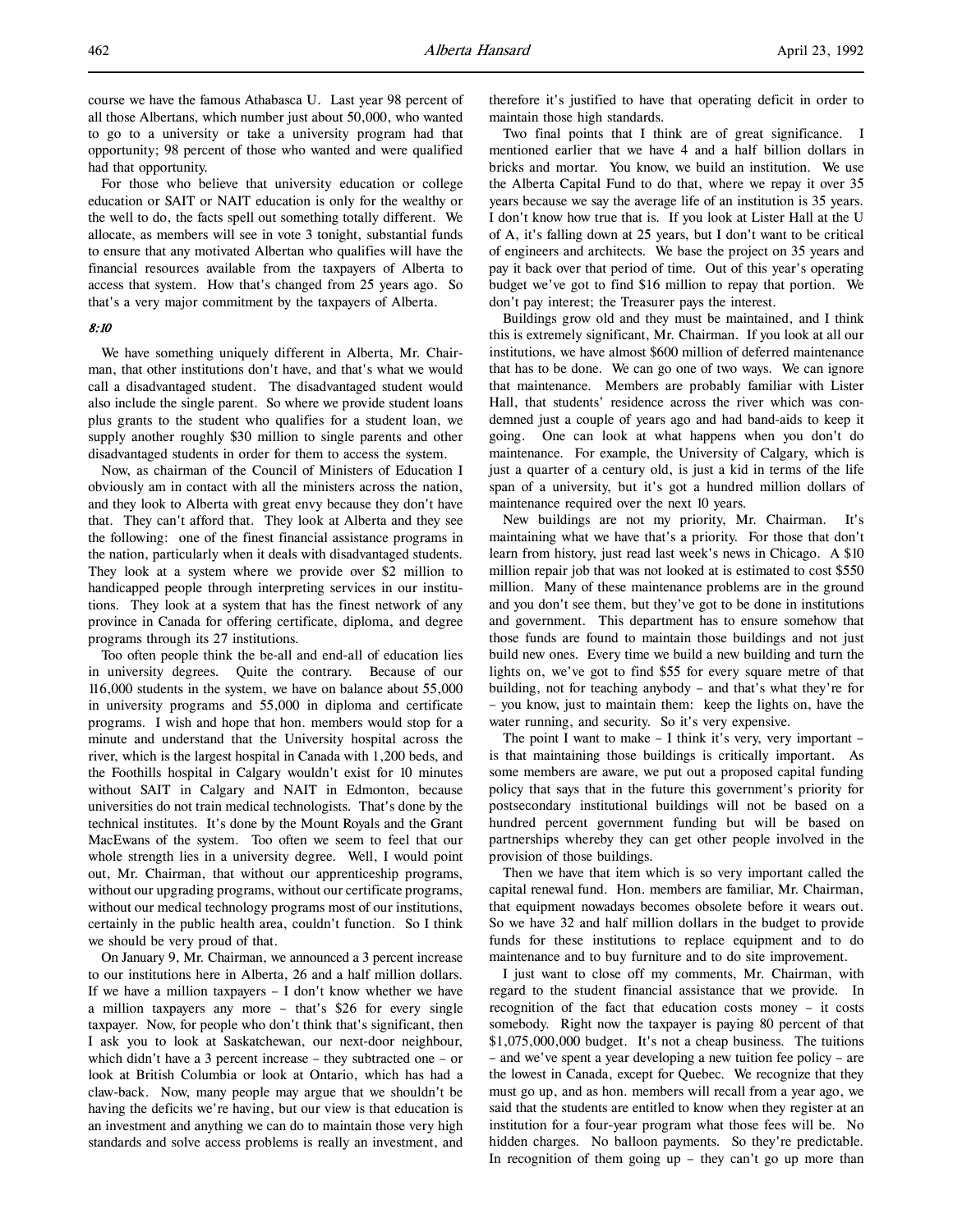course we have the famous Athabasca U. Last year 98 percent of all those Albertans, which number just about 50,000, who wanted to go to a university or take a university program had that opportunity; 98 percent of those who wanted and were qualified had that opportunity.

For those who believe that university education or college education or SAIT or NAIT education is only for the wealthy or the well to do, the facts spell out something totally different. We allocate, as members will see in vote 3 tonight, substantial funds to ensure that any motivated Albertan who qualifies will have the financial resources available from the taxpayers of Alberta to access that system. How that's changed from 25 years ago. So that's a very major commitment by the taxpayers of Alberta.

*8:10*

We have something uniquely different in Alberta, Mr. Chairman, that other institutions don't have, and that's what we would call a disadvantaged student. The disadvantaged student would also include the single parent. So where we provide student loans plus grants to the student who qualifies for a student loan, we supply another roughly $30 million to single parents and other disadvantaged students in order for them to access the system.

Now, as chairman of the Council of Ministers of Education I obviously am in contact with all the ministers across the nation, and they look to Alberta with great envy because they don't have that. They can't afford that. They look at Alberta and they see the following: one of the finest financial assistance programs in the nation, particularly when it deals with disadvantaged students. They look at a system where we provide over $2 million to handicapped people through interpreting services in our institutions. They look at a system that has the finest network of any province in Canada for offering certificate, diploma, and degree programs through its 27 institutions.

Too often people think the be-all and end-all of education lies in university degrees. Quite the contrary. Because of our 116,000 students in the system, we have on balance about 55,000 in university programs and 55,000 in diploma and certificate programs. I wish and hope that hon. members would stop for a minute and understand that the University hospital across the river, which is the largest hospital in Canada with 1,200 beds, and the Foothills hospital in Calgary wouldn't exist for 10 minutes without SAIT in Calgary and NAIT in Edmonton, because universities do not train medical technologists. That's done by the technical institutes. It's done by the Mount Royals and the Grant MacEwans of the system. Too often we seem to feel that our whole strength lies in a university degree. Well, I would point out, Mr. Chairman, that without our apprenticeship programs, without our upgrading programs, without our certificate programs, without our medical technology programs most of our institutions, certainly in the public health area, couldn't function. So I think we should be very proud of that.

On January 9, Mr. Chairman, we announced a 3 percent increase to our institutions here in Alberta, 26 and a half million dollars. If we have a million taxpayers – I don't know whether we have a million taxpayers any more – that's $26 for every single taxpayer. Now, for people who don't think that's significant, then I ask you to look at Saskatchewan, our next-door neighbour, which didn't have a 3 percent increase – they subtracted one – or look at British Columbia or look at Ontario, which has had a claw-back. Now, many people may argue that we shouldn't be having the deficits we're having, but our view is that education is an investment and anything we can do to maintain those very high standards and solve access problems is really an investment, and therefore it's justified to have that operating deficit in order to maintain those high standards.

Two final points that I think are of great significance. I mentioned earlier that we have 4 and a half billion dollars in bricks and mortar. You know, we build an institution. We use the Alberta Capital Fund to do that, where we repay it over 35 years because we say the average life of an institution is 35 years. I don't know how true that is. If you look at Lister Hall at the U of A, it's falling down at 25 years, but I don't want to be critical of engineers and architects. We base the project on 35 years and pay it back over that period of time. Out of this year's operating budget we've got to find $16 million to repay that portion. We don't pay interest; the Treasurer pays the interest.

Buildings grow old and they must be maintained, and I think this is extremely significant, Mr. Chairman. If you look at all our institutions, we have almost $600 million of deferred maintenance that has to be done. We can go one of two ways. We can ignore that maintenance. Members are probably familiar with Lister Hall, that students' residence across the river which was condemned just a couple of years ago and had band-aids to keep it going. One can look at what happens when you don't do maintenance. For example, the University of Calgary, which is just a quarter of a century old, is just a kid in terms of the life span of a university, but it's got a hundred million dollars of maintenance required over the next 10 years.

New buildings are not my priority, Mr. Chairman. It's maintaining what we have that's a priority. For those that don't learn from history, just read last week's news in Chicago. A $10 million repair job that was not looked at is estimated to cost $550 million. Many of these maintenance problems are in the ground and you don't see them, but they've got to be done in institutions and government. This department has to ensure somehow that those funds are found to maintain those buildings and not just build new ones. Every time we build a new building and turn the lights on, we've got to find $55 for every square metre of that building, not for teaching anybody – and that's what they're for – you know, just to maintain them: keep the lights on, have the water running, and security. So it's very expensive.

The point I want to make – I think it's very, very important – is that maintaining those buildings is critically important. As some members are aware, we put out a proposed capital funding policy that says that in the future this government's priority for postsecondary institutional buildings will not be based on a hundred percent government funding but will be based on partnerships whereby they can get other people involved in the provision of those buildings.

Then we have that item which is so very important called the capital renewal fund. Hon. members are familiar, Mr. Chairman, that equipment nowadays becomes obsolete before it wears out. So we have 32 and half million dollars in the budget to provide funds for these institutions to replace equipment and to do maintenance and to buy furniture and to do site improvement.

I just want to close off my comments, Mr. Chairman, with regard to the student financial assistance that we provide. In recognition of the fact that education costs money – it costs somebody. Right now the taxpayer is paying 80 percent of that $1,075,000,000 budget. It's not a cheap business. The tuitions – and we've spent a year developing a new tuition fee policy – are the lowest in Canada, except for Quebec. We recognize that they must go up, and as hon. members will recall from a year ago, we said that the students are entitled to know when they register at an institution for a four-year program what those fees will be. No hidden charges. No balloon payments. So they're predictable. In recognition of them going up – they can't go up more than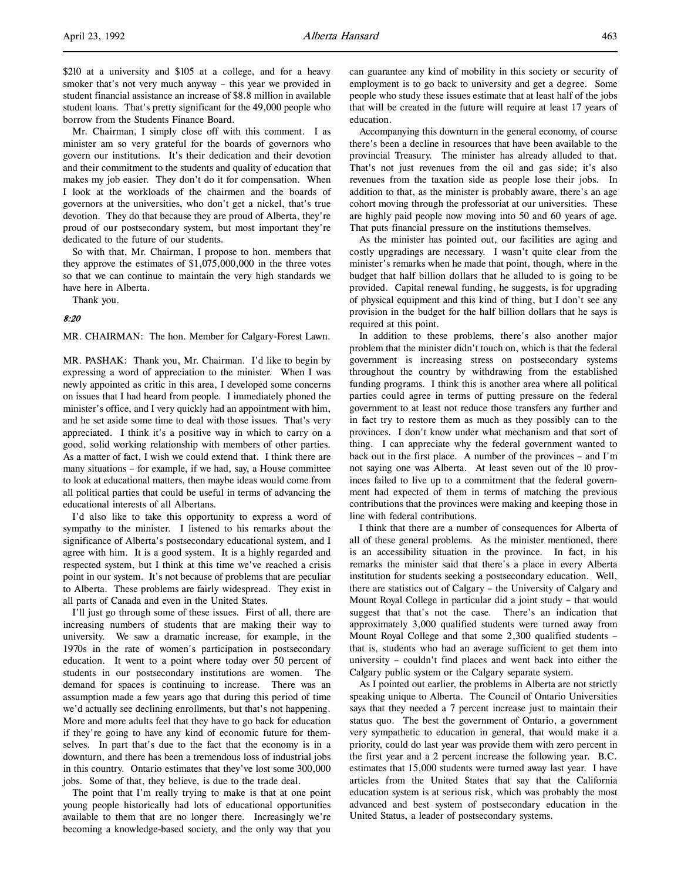$210 at a university and $105 at a college, and for a heavy smoker that's not very much anyway – this year we provided in student financial assistance an increase of $8.8 million in available student loans. That's pretty significant for the 49,000 people who borrow from the Students Finance Board.

Mr. Chairman, I simply close off with this comment. I as minister am so very grateful for the boards of governors who govern our institutions. It's their dedication and their devotion and their commitment to the students and quality of education that makes my job easier. They don't do it for compensation. When I look at the workloads of the chairmen and the boards of governors at the universities, who don't get a nickel, that's true devotion. They do that because they are proud of Alberta, they're proud of our postsecondary system, but most important they're dedicated to the future of our students.

So with that, Mr. Chairman, I propose to hon. members that they approve the estimates of $1,075,000,000 in the three votes so that we can continue to maintain the very high standards we have here in Alberta.

Thank you.

*8:20*

MR. CHAIRMAN: The hon. Member for Calgary-Forest Lawn.

MR. PASHAK: Thank you, Mr. Chairman. I'd like to begin by expressing a word of appreciation to the minister. When I was newly appointed as critic in this area, I developed some concerns on issues that I had heard from people. I immediately phoned the minister's office, and I very quickly had an appointment with him, and he set aside some time to deal with those issues. That's very appreciated. I think it's a positive way in which to carry on a good, solid working relationship with members of other parties. As a matter of fact, I wish we could extend that. I think there are many situations – for example, if we had, say, a House committee to look at educational matters, then maybe ideas would come from all political parties that could be useful in terms of advancing the educational interests of all Albertans.

I'd also like to take this opportunity to express a word of sympathy to the minister. I listened to his remarks about the significance of Alberta's postsecondary educational system, and I agree with him. It is a good system. It is a highly regarded and respected system, but I think at this time we've reached a crisis point in our system. It's not because of problems that are peculiar to Alberta. These problems are fairly widespread. They exist in all parts of Canada and even in the United States.

I'll just go through some of these issues. First of all, there are increasing numbers of students that are making their way to university. We saw a dramatic increase, for example, in the 1970s in the rate of women's participation in postsecondary education. It went to a point where today over 50 percent of students in our postsecondary institutions are women. The demand for spaces is continuing to increase. There was an assumption made a few years ago that during this period of time we'd actually see declining enrollments, but that's not happening. More and more adults feel that they have to go back for education if they're going to have any kind of economic future for themselves. In part that's due to the fact that the economy is in a downturn, and there has been a tremendous loss of industrial jobs in this country. Ontario estimates that they've lost some 300,000 jobs. Some of that, they believe, is due to the trade deal.

The point that I'm really trying to make is that at one point young people historically had lots of educational opportunities available to them that are no longer there. Increasingly we're becoming a knowledge-based society, and the only way that you can guarantee any kind of mobility in this society or security of employment is to go back to university and get a degree. Some people who study these issues estimate that at least half of the jobs that will be created in the future will require at least 17 years of education.

Accompanying this downturn in the general economy, of course there's been a decline in resources that have been available to the provincial Treasury. The minister has already alluded to that. That's not just revenues from the oil and gas side; it's also revenues from the taxation side as people lose their jobs. In addition to that, as the minister is probably aware, there's an age cohort moving through the professoriat at our universities. These are highly paid people now moving into 50 and 60 years of age. That puts financial pressure on the institutions themselves.

As the minister has pointed out, our facilities are aging and costly upgradings are necessary. I wasn't quite clear from the minister's remarks when he made that point, though, where in the budget that half billion dollars that he alluded to is going to be provided. Capital renewal funding, he suggests, is for upgrading of physical equipment and this kind of thing, but I don't see any provision in the budget for the half billion dollars that he says is required at this point.

In addition to these problems, there's also another major problem that the minister didn't touch on, which is that the federal government is increasing stress on postsecondary systems throughout the country by withdrawing from the established funding programs. I think this is another area where all political parties could agree in terms of putting pressure on the federal government to at least not reduce those transfers any further and in fact try to restore them as much as they possibly can to the provinces. I don't know under what mechanism and that sort of thing. I can appreciate why the federal government wanted to back out in the first place. A number of the provinces – and I'm not saying one was Alberta. At least seven out of the 10 provinces failed to live up to a commitment that the federal government had expected of them in terms of matching the previous contributions that the provinces were making and keeping those in line with federal contributions.

I think that there are a number of consequences for Alberta of all of these general problems. As the minister mentioned, there is an accessibility situation in the province. In fact, in his remarks the minister said that there's a place in every Alberta institution for students seeking a postsecondary education. Well, there are statistics out of Calgary – the University of Calgary and Mount Royal College in particular did a joint study – that would suggest that that's not the case. There's an indication that approximately 3,000 qualified students were turned away from Mount Royal College and that some 2,300 qualified students – that is, students who had an average sufficient to get them into university – couldn't find places and went back into either the Calgary public system or the Calgary separate system.

As I pointed out earlier, the problems in Alberta are not strictly speaking unique to Alberta. The Council of Ontario Universities says that they needed a 7 percent increase just to maintain their status quo. The best the government of Ontario, a government very sympathetic to education in general, that would make it a priority, could do last year was provide them with zero percent in the first year and a 2 percent increase the following year. B.C. estimates that 15,000 students were turned away last year. I have articles from the United States that say that the California education system is at serious risk, which was probably the most advanced and best system of postsecondary education in the United Status, a leader of postsecondary systems.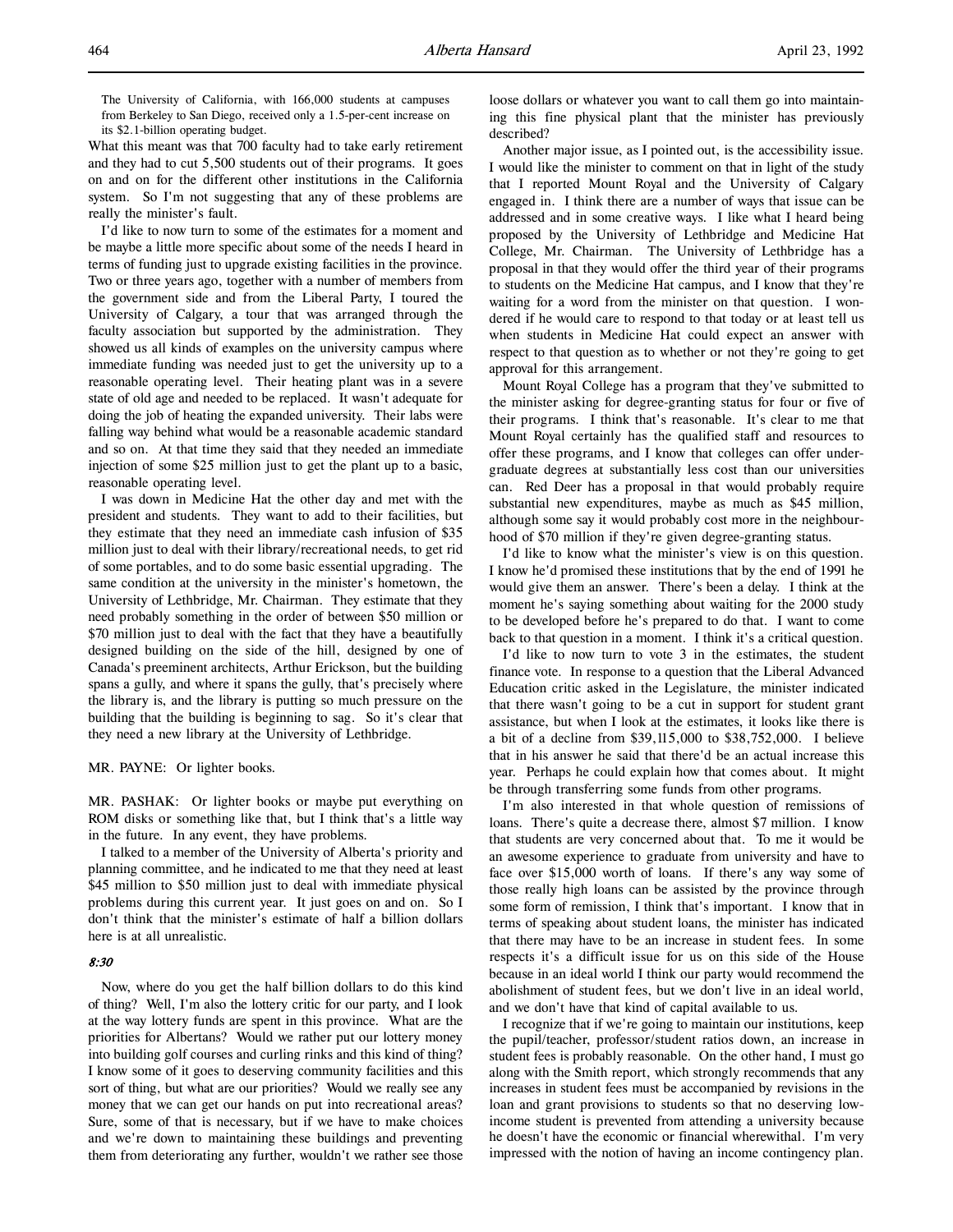> The University of California, with 166,000 students at campuses from Berkeley to San Diego, received only a 1.5-per-cent increase on its $2.1-billion operating budget.

What this meant was that 700 faculty had to take early retirement and they had to cut 5,500 students out of their programs. It goes on and on for the different other institutions in the California system. So I'm not suggesting that any of these problems are really the minister's fault.

I'd like to now turn to some of the estimates for a moment and be maybe a little more specific about some of the needs I heard in terms of funding just to upgrade existing facilities in the province. Two or three years ago, together with a number of members from the government side and from the Liberal Party, I toured the University of Calgary, a tour that was arranged through the faculty association but supported by the administration. They showed us all kinds of examples on the university campus where immediate funding was needed just to get the university up to a reasonable operating level. Their heating plant was in a severe state of old age and needed to be replaced. It wasn't adequate for doing the job of heating the expanded university. Their labs were falling way behind what would be a reasonable academic standard and so on. At that time they said that they needed an immediate injection of some $25 million just to get the plant up to a basic, reasonable operating level.

I was down in Medicine Hat the other day and met with the president and students. They want to add to their facilities, but they estimate that they need an immediate cash infusion of $35 million just to deal with their library/recreational needs, to get rid of some portables, and to do some basic essential upgrading. The same condition at the university in the minister's hometown, the University of Lethbridge, Mr. Chairman. They estimate that they need probably something in the order of between $50 million or $70 million just to deal with the fact that they have a beautifully designed building on the side of the hill, designed by one of Canada's preeminent architects, Arthur Erickson, but the building spans a gully, and where it spans the gully, that's precisely where the library is, and the library is putting so much pressure on the building that the building is beginning to sag. So it's clear that they need a new library at the University of Lethbridge.

MR. PAYNE: Or lighter books.

MR. PASHAK: Or lighter books or maybe put everything on ROM disks or something like that, but I think that's a little way in the future. In any event, they have problems.

I talked to a member of the University of Alberta's priority and planning committee, and he indicated to me that they need at least $45 million to $50 million just to deal with immediate physical problems during this current year. It just goes on and on. So I don't think that the minister's estimate of half a billion dollars here is at all unrealistic.

*8:30*

Now, where do you get the half billion dollars to do this kind of thing? Well, I'm also the lottery critic for our party, and I look at the way lottery funds are spent in this province. What are the priorities for Albertans? Would we rather put our lottery money into building golf courses and curling rinks and this kind of thing? I know some of it goes to deserving community facilities and this sort of thing, but what are our priorities? Would we really see any money that we can get our hands on put into recreational areas? Sure, some of that is necessary, but if we have to make choices and we're down to maintaining these buildings and preventing them from deteriorating any further, wouldn't we rather see those loose dollars or whatever you want to call them go into maintaining this fine physical plant that the minister has previously described?

Another major issue, as I pointed out, is the accessibility issue. I would like the minister to comment on that in light of the study that I reported Mount Royal and the University of Calgary engaged in. I think there are a number of ways that issue can be addressed and in some creative ways. I like what I heard being proposed by the University of Lethbridge and Medicine Hat College, Mr. Chairman. The University of Lethbridge has a proposal in that they would offer the third year of their programs to students on the Medicine Hat campus, and I know that they're waiting for a word from the minister on that question. I wondered if he would care to respond to that today or at least tell us when students in Medicine Hat could expect an answer with respect to that question as to whether or not they're going to get approval for this arrangement.

Mount Royal College has a program that they've submitted to the minister asking for degree-granting status for four or five of their programs. I think that's reasonable. It's clear to me that Mount Royal certainly has the qualified staff and resources to offer these programs, and I know that colleges can offer undergraduate degrees at substantially less cost than our universities can. Red Deer has a proposal in that would probably require substantial new expenditures, maybe as much as $45 million, although some say it would probably cost more in the neighbourhood of $70 million if they're given degree-granting status.

I'd like to know what the minister's view is on this question. I know he'd promised these institutions that by the end of 1991 he would give them an answer. There's been a delay. I think at the moment he's saying something about waiting for the 2000 study to be developed before he's prepared to do that. I want to come back to that question in a moment. I think it's a critical question.

I'd like to now turn to vote 3 in the estimates, the student finance vote. In response to a question that the Liberal Advanced Education critic asked in the Legislature, the minister indicated that there wasn't going to be a cut in support for student grant assistance, but when I look at the estimates, it looks like there is a bit of a decline from $39,115,000 to $38,752,000. I believe that in his answer he said that there'd be an actual increase this year. Perhaps he could explain how that comes about. It might be through transferring some funds from other programs.

I'm also interested in that whole question of remissions of loans. There's quite a decrease there, almost $7 million. I know that students are very concerned about that. To me it would be an awesome experience to graduate from university and have to face over $15,000 worth of loans. If there's any way some of those really high loans can be assisted by the province through some form of remission, I think that's important. I know that in terms of speaking about student loans, the minister has indicated that there may have to be an increase in student fees. In some respects it's a difficult issue for us on this side of the House because in an ideal world I think our party would recommend the abolishment of student fees, but we don't live in an ideal world, and we don't have that kind of capital available to us.

I recognize that if we're going to maintain our institutions, keep the pupil/teacher, professor/student ratios down, an increase in student fees is probably reasonable. On the other hand, I must go along with the Smith report, which strongly recommends that any increases in student fees must be accompanied by revisions in the loan and grant provisions to students so that no deserving low-income student is prevented from attending a university because he doesn't have the economic or financial wherewithal. I'm very impressed with the notion of having an income contingency plan.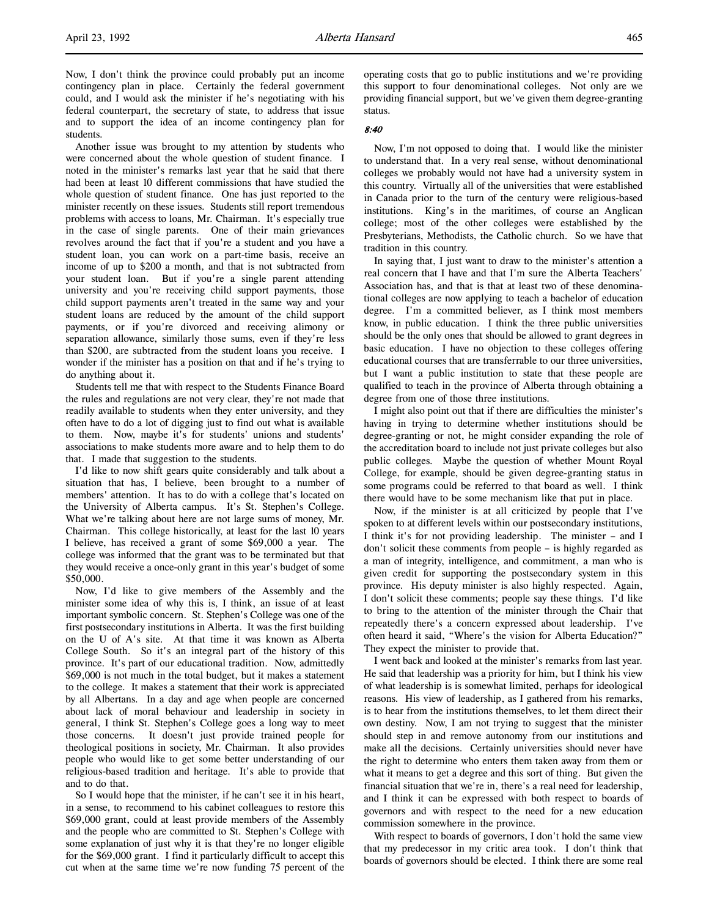Now, I don't think the province could probably put an income contingency plan in place. Certainly the federal government could, and I would ask the minister if he's negotiating with his federal counterpart, the secretary of state, to address that issue and to support the idea of an income contingency plan for students.

Another issue was brought to my attention by students who were concerned about the whole question of student finance. I noted in the minister's remarks last year that he said that there had been at least 10 different commissions that have studied the whole question of student finance. One has just reported to the minister recently on these issues. Students still report tremendous problems with access to loans, Mr. Chairman. It's especially true in the case of single parents. One of their main grievances revolves around the fact that if you're a student and you have a student loan, you can work on a part-time basis, receive an income of up to $200 a month, and that is not subtracted from your student loan. But if you're a single parent attending university and you're receiving child support payments, those child support payments aren't treated in the same way and your student loans are reduced by the amount of the child support payments, or if you're divorced and receiving alimony or separation allowance, similarly those sums, even if they're less than $200, are subtracted from the student loans you receive. I wonder if the minister has a position on that and if he's trying to do anything about it.

Students tell me that with respect to the Students Finance Board the rules and regulations are not very clear, they're not made that readily available to students when they enter university, and they often have to do a lot of digging just to find out what is available to them. Now, maybe it's for students' unions and students' associations to make students more aware and to help them to do that. I made that suggestion to the students.

I'd like to now shift gears quite considerably and talk about a situation that has, I believe, been brought to a number of members' attention. It has to do with a college that's located on the University of Alberta campus. It's St. Stephen's College. What we're talking about here are not large sums of money, Mr. Chairman. This college historically, at least for the last 10 years I believe, has received a grant of some $69,000 a year. The college was informed that the grant was to be terminated but that they would receive a once-only grant in this year's budget of some $50,000.

Now, I'd like to give members of the Assembly and the minister some idea of why this is, I think, an issue of at least important symbolic concern. St. Stephen's College was one of the first postsecondary institutions in Alberta. It was the first building on the U of A's site. At that time it was known as Alberta College South. So it's an integral part of the history of this province. It's part of our educational tradition. Now, admittedly $69,000 is not much in the total budget, but it makes a statement to the college. It makes a statement that their work is appreciated by all Albertans. In a day and age when people are concerned about lack of moral behaviour and leadership in society in general, I think St. Stephen's College goes a long way to meet those concerns. It doesn't just provide trained people for theological positions in society, Mr. Chairman. It also provides people who would like to get some better understanding of our religious-based tradition and heritage. It's able to provide that and to do that.

So I would hope that the minister, if he can't see it in his heart, in a sense, to recommend to his cabinet colleagues to restore this $69,000 grant, could at least provide members of the Assembly and the people who are committed to St. Stephen's College with some explanation of just why it is that they're no longer eligible for the $69,000 grant. I find it particularly difficult to accept this cut when at the same time we're now funding 75 percent of the operating costs that go to public institutions and we're providing this support to four denominational colleges. Not only are we providing financial support, but we've given them degree-granting status.

*8:40*

Now, I'm not opposed to doing that. I would like the minister to understand that. In a very real sense, without denominational colleges we probably would not have had a university system in this country. Virtually all of the universities that were established in Canada prior to the turn of the century were religious-based institutions. King's in the maritimes, of course an Anglican college; most of the other colleges were established by the Presbyterians, Methodists, the Catholic church. So we have that tradition in this country.

In saying that, I just want to draw to the minister's attention a real concern that I have and that I'm sure the Alberta Teachers' Association has, and that is that at least two of these denominational colleges are now applying to teach a bachelor of education degree. I'm a committed believer, as I think most members know, in public education. I think the three public universities should be the only ones that should be allowed to grant degrees in basic education. I have no objection to these colleges offering educational courses that are transferrable to our three universities, but I want a public institution to state that these people are qualified to teach in the province of Alberta through obtaining a degree from one of those three institutions.

I might also point out that if there are difficulties the minister's having in trying to determine whether institutions should be degree-granting or not, he might consider expanding the role of the accreditation board to include not just private colleges but also public colleges. Maybe the question of whether Mount Royal College, for example, should be given degree-granting status in some programs could be referred to that board as well. I think there would have to be some mechanism like that put in place.

Now, if the minister is at all criticized by people that I've spoken to at different levels within our postsecondary institutions, I think it's for not providing leadership. The minister – and I don't solicit these comments from people – is highly regarded as a man of integrity, intelligence, and commitment, a man who is given credit for supporting the postsecondary system in this province. His deputy minister is also highly respected. Again, I don't solicit these comments; people say these things. I'd like to bring to the attention of the minister through the Chair that repeatedly there's a concern expressed about leadership. I've often heard it said, "Where's the vision for Alberta Education?" They expect the minister to provide that.

I went back and looked at the minister's remarks from last year. He said that leadership was a priority for him, but I think his view of what leadership is is somewhat limited, perhaps for ideological reasons. His view of leadership, as I gathered from his remarks, is to hear from the institutions themselves, to let them direct their own destiny. Now, I am not trying to suggest that the minister should step in and remove autonomy from our institutions and make all the decisions. Certainly universities should never have the right to determine who enters them taken away from them or what it means to get a degree and this sort of thing. But given the financial situation that we're in, there's a real need for leadership, and I think it can be expressed with both respect to boards of governors and with respect to the need for a new education commission somewhere in the province.

With respect to boards of governors, I don't hold the same view that my predecessor in my critic area took. I don't think that boards of governors should be elected. I think there are some real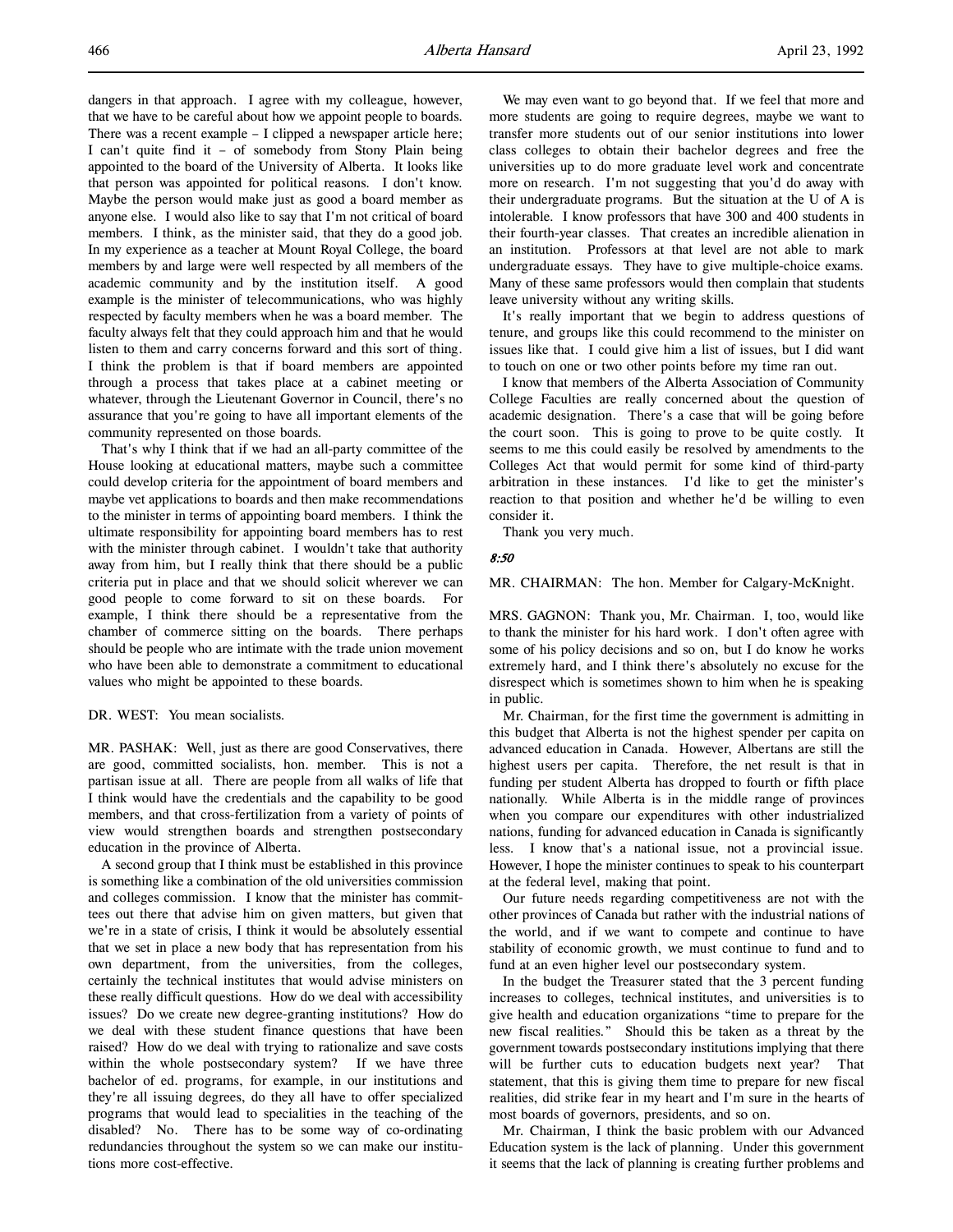dangers in that approach. I agree with my colleague, however, that we have to be careful about how we appoint people to boards. There was a recent example – I clipped a newspaper article here; I can't quite find it – of somebody from Stony Plain being appointed to the board of the University of Alberta. It looks like that person was appointed for political reasons. I don't know. Maybe the person would make just as good a board member as anyone else. I would also like to say that I'm not critical of board members. I think, as the minister said, that they do a good job. In my experience as a teacher at Mount Royal College, the board members by and large were well respected by all members of the academic community and by the institution itself. A good example is the minister of telecommunications, who was highly respected by faculty members when he was a board member. The faculty always felt that they could approach him and that he would listen to them and carry concerns forward and this sort of thing. I think the problem is that if board members are appointed through a process that takes place at a cabinet meeting or whatever, through the Lieutenant Governor in Council, there's no assurance that you're going to have all important elements of the community represented on those boards.

That's why I think that if we had an all-party committee of the House looking at educational matters, maybe such a committee could develop criteria for the appointment of board members and maybe vet applications to boards and then make recommendations to the minister in terms of appointing board members. I think the ultimate responsibility for appointing board members has to rest with the minister through cabinet. I wouldn't take that authority away from him, but I really think that there should be a public criteria put in place and that we should solicit wherever we can good people to come forward to sit on these boards. For example, I think there should be a representative from the chamber of commerce sitting on the boards. There perhaps should be people who are intimate with the trade union movement who have been able to demonstrate a commitment to educational values who might be appointed to these boards.

DR. WEST: You mean socialists.

MR. PASHAK: Well, just as there are good Conservatives, there are good, committed socialists, hon. member. This is not a partisan issue at all. There are people from all walks of life that I think would have the credentials and the capability to be good members, and that cross-fertilization from a variety of points of view would strengthen boards and strengthen postsecondary education in the province of Alberta.

A second group that I think must be established in this province is something like a combination of the old universities commission and colleges commission. I know that the minister has committees out there that advise him on given matters, but given that we're in a state of crisis, I think it would be absolutely essential that we set in place a new body that has representation from his own department, from the universities, from the colleges, certainly the technical institutes that would advise ministers on these really difficult questions. How do we deal with accessibility issues? Do we create new degree-granting institutions? How do we deal with these student finance questions that have been raised? How do we deal with trying to rationalize and save costs within the whole postsecondary system? If we have three bachelor of ed. programs, for example, in our institutions and they're all issuing degrees, do they all have to offer specialized programs that would lead to specialities in the teaching of the disabled? No. There has to be some way of co-ordinating redundancies throughout the system so we can make our institutions more cost-effective.

We may even want to go beyond that. If we feel that more and more students are going to require degrees, maybe we want to transfer more students out of our senior institutions into lower class colleges to obtain their bachelor degrees and free the universities up to do more graduate level work and concentrate more on research. I'm not suggesting that you'd do away with their undergraduate programs. But the situation at the U of A is intolerable. I know professors that have 300 and 400 students in their fourth-year classes. That creates an incredible alienation in an institution. Professors at that level are not able to mark undergraduate essays. They have to give multiple-choice exams. Many of these same professors would then complain that students leave university without any writing skills.

It's really important that we begin to address questions of tenure, and groups like this could recommend to the minister on issues like that. I could give him a list of issues, but I did want to touch on one or two other points before my time ran out.

I know that members of the Alberta Association of Community College Faculties are really concerned about the question of academic designation. There's a case that will be going before the court soon. This is going to prove to be quite costly. It seems to me this could easily be resolved by amendments to the Colleges Act that would permit for some kind of third-party arbitration in these instances. I'd like to get the minister's reaction to that position and whether he'd be willing to even consider it.

Thank you very much.

*8:50*

MR. CHAIRMAN: The hon. Member for Calgary-McKnight.

MRS. GAGNON: Thank you, Mr. Chairman. I, too, would like to thank the minister for his hard work. I don't often agree with some of his policy decisions and so on, but I do know he works extremely hard, and I think there's absolutely no excuse for the disrespect which is sometimes shown to him when he is speaking in public.

Mr. Chairman, for the first time the government is admitting in this budget that Alberta is not the highest spender per capita on advanced education in Canada. However, Albertans are still the highest users per capita. Therefore, the net result is that in funding per student Alberta has dropped to fourth or fifth place nationally. While Alberta is in the middle range of provinces when you compare our expenditures with other industrialized nations, funding for advanced education in Canada is significantly less. I know that's a national issue, not a provincial issue. However, I hope the minister continues to speak to his counterpart at the federal level, making that point.

Our future needs regarding competitiveness are not with the other provinces of Canada but rather with the industrial nations of the world, and if we want to compete and continue to have stability of economic growth, we must continue to fund and to fund at an even higher level our postsecondary system.

In the budget the Treasurer stated that the 3 percent funding increases to colleges, technical institutes, and universities is to give health and education organizations "time to prepare for the new fiscal realities." Should this be taken as a threat by the government towards postsecondary institutions implying that there will be further cuts to education budgets next year? That statement, that this is giving them time to prepare for new fiscal realities, did strike fear in my heart and I'm sure in the hearts of most boards of governors, presidents, and so on.

Mr. Chairman, I think the basic problem with our Advanced Education system is the lack of planning. Under this government it seems that the lack of planning is creating further problems and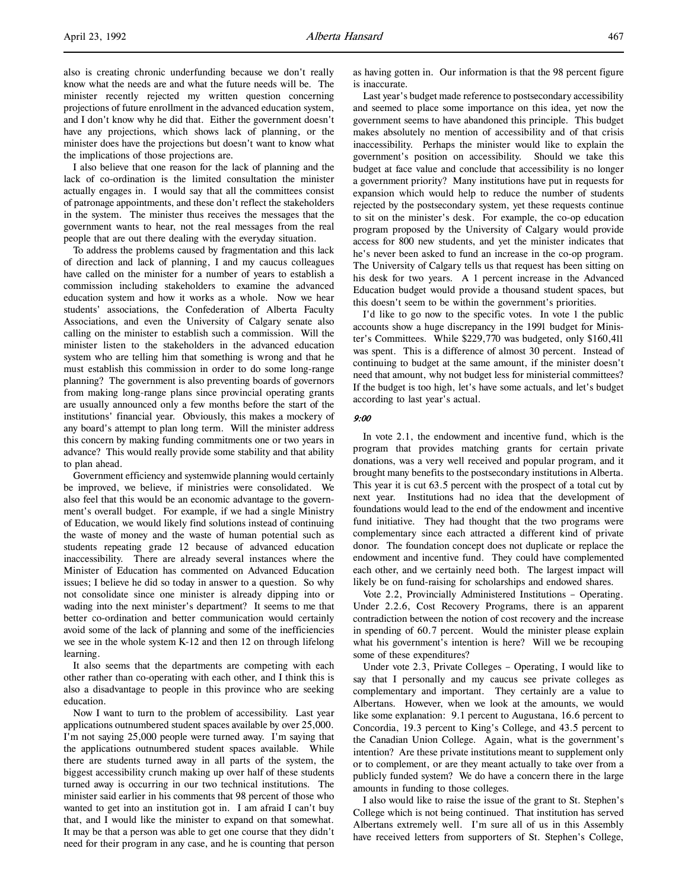also is creating chronic underfunding because we don't really know what the needs are and what the future needs will be. The minister recently rejected my written question concerning projections of future enrollment in the advanced education system, and I don't know why he did that. Either the government doesn't have any projections, which shows lack of planning, or the minister does have the projections but doesn't want to know what the implications of those projections are.

I also believe that one reason for the lack of planning and the lack of co-ordination is the limited consultation the minister actually engages in. I would say that all the committees consist of patronage appointments, and these don't reflect the stakeholders in the system. The minister thus receives the messages that the government wants to hear, not the real messages from the real people that are out there dealing with the everyday situation.

To address the problems caused by fragmentation and this lack of direction and lack of planning, I and my caucus colleagues have called on the minister for a number of years to establish a commission including stakeholders to examine the advanced education system and how it works as a whole. Now we hear students' associations, the Confederation of Alberta Faculty Associations, and even the University of Calgary senate also calling on the minister to establish such a commission. Will the minister listen to the stakeholders in the advanced education system who are telling him that something is wrong and that he must establish this commission in order to do some long-range planning? The government is also preventing boards of governors from making long-range plans since provincial operating grants are usually announced only a few months before the start of the institutions' financial year. Obviously, this makes a mockery of any board's attempt to plan long term. Will the minister address this concern by making funding commitments one or two years in advance? This would really provide some stability and that ability to plan ahead.

Government efficiency and systemwide planning would certainly be improved, we believe, if ministries were consolidated. We also feel that this would be an economic advantage to the government's overall budget. For example, if we had a single Ministry of Education, we would likely find solutions instead of continuing the waste of money and the waste of human potential such as students repeating grade 12 because of advanced education inaccessibility. There are already several instances where the Minister of Education has commented on Advanced Education issues; I believe he did so today in answer to a question. So why not consolidate since one minister is already dipping into or wading into the next minister's department? It seems to me that better co-ordination and better communication would certainly avoid some of the lack of planning and some of the inefficiencies we see in the whole system K-12 and then 12 on through lifelong learning.

It also seems that the departments are competing with each other rather than co-operating with each other, and I think this is also a disadvantage to people in this province who are seeking education.

Now I want to turn to the problem of accessibility. Last year applications outnumbered student spaces available by over 25,000. I'm not saying 25,000 people were turned away. I'm saying that the applications outnumbered student spaces available. While there are students turned away in all parts of the system, the biggest accessibility crunch making up over half of these students turned away is occurring in our two technical institutions. The minister said earlier in his comments that 98 percent of those who wanted to get into an institution got in. I am afraid I can't buy that, and I would like the minister to expand on that somewhat. It may be that a person was able to get one course that they didn't need for their program in any case, and he is counting that person as having gotten in. Our information is that the 98 percent figure is inaccurate.

Last year's budget made reference to postsecondary accessibility and seemed to place some importance on this idea, yet now the government seems to have abandoned this principle. This budget makes absolutely no mention of accessibility and of that crisis inaccessibility. Perhaps the minister would like to explain the government's position on accessibility. Should we take this budget at face value and conclude that accessibility is no longer a government priority? Many institutions have put in requests for expansion which would help to reduce the number of students rejected by the postsecondary system, yet these requests continue to sit on the minister's desk. For example, the co-op education program proposed by the University of Calgary would provide access for 800 new students, and yet the minister indicates that he's never been asked to fund an increase in the co-op program. The University of Calgary tells us that request has been sitting on his desk for two years. A 1 percent increase in the Advanced Education budget would provide a thousand student spaces, but this doesn't seem to be within the government's priorities.

I'd like to go now to the specific votes. In vote 1 the public accounts show a huge discrepancy in the 1991 budget for Minister's Committees. While $229,770 was budgeted, only $160,411 was spent. This is a difference of almost 30 percent. Instead of continuing to budget at the same amount, if the minister doesn't need that amount, why not budget less for ministerial committees? If the budget is too high, let's have some actuals, and let's budget according to last year's actual.

*9:00*

In vote 2.1, the endowment and incentive fund, which is the program that provides matching grants for certain private donations, was a very well received and popular program, and it brought many benefits to the postsecondary institutions in Alberta. This year it is cut 63.5 percent with the prospect of a total cut by next year. Institutions had no idea that the development of foundations would lead to the end of the endowment and incentive fund initiative. They had thought that the two programs were complementary since each attracted a different kind of private donor. The foundation concept does not duplicate or replace the endowment and incentive fund. They could have complemented each other, and we certainly need both. The largest impact will likely be on fund-raising for scholarships and endowed shares.

Vote 2.2, Provincially Administered Institutions – Operating. Under 2.2.6, Cost Recovery Programs, there is an apparent contradiction between the notion of cost recovery and the increase in spending of 60.7 percent. Would the minister please explain what his government's intention is here? Will we be recouping some of these expenditures?

Under vote 2.3, Private Colleges – Operating, I would like to say that I personally and my caucus see private colleges as complementary and important. They certainly are a value to Albertans. However, when we look at the amounts, we would like some explanation: 9.1 percent to Augustana, 16.6 percent to Concordia, 19.3 percent to King's College, and 43.5 percent to the Canadian Union College. Again, what is the government's intention? Are these private institutions meant to supplement only or to complement, or are they meant actually to take over from a publicly funded system? We do have a concern there in the large amounts in funding to those colleges.

I also would like to raise the issue of the grant to St. Stephen's College which is not being continued. That institution has served Albertans extremely well. I'm sure all of us in this Assembly have received letters from supporters of St. Stephen's College,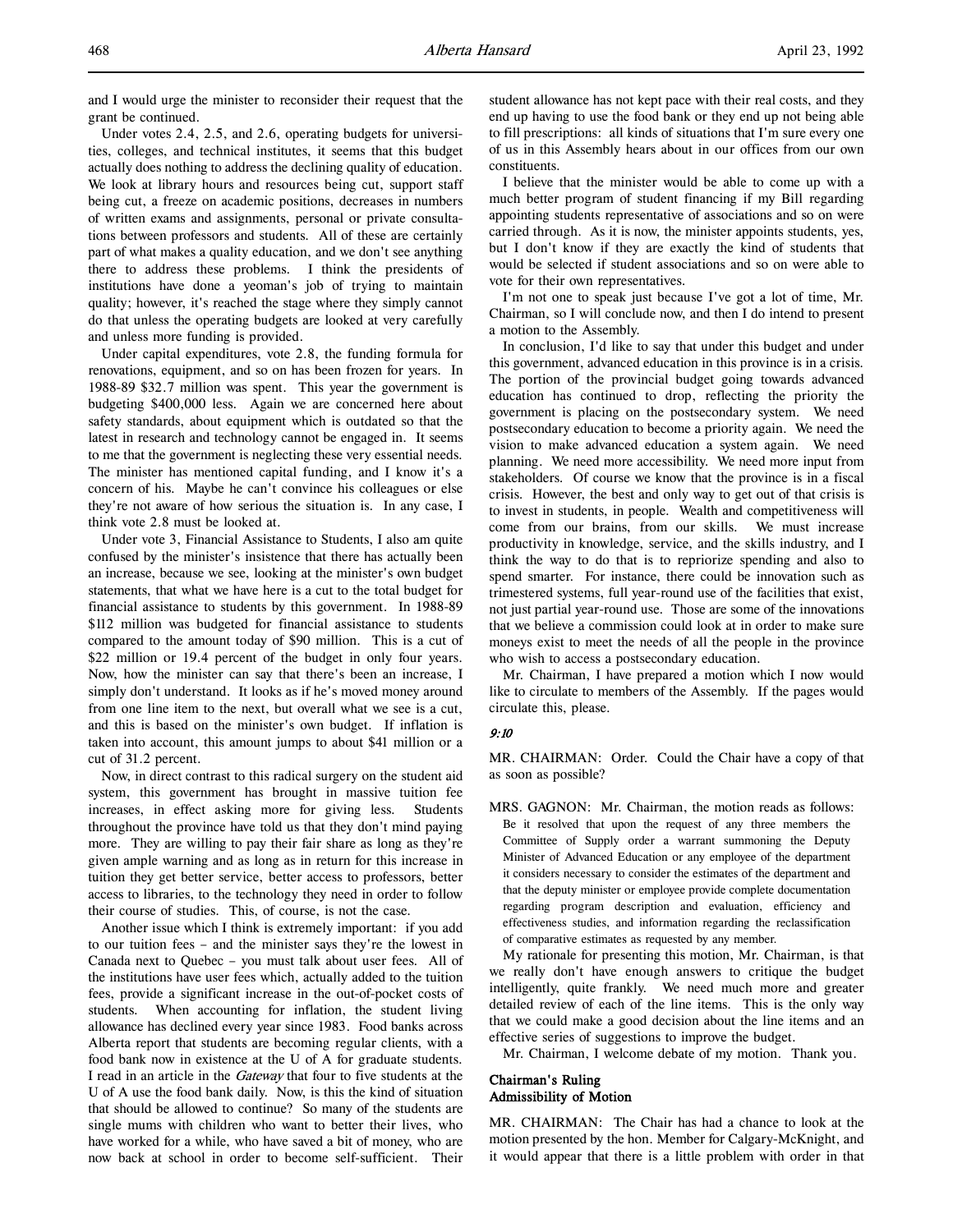and I would urge the minister to reconsider their request that the grant be continued.

Under votes 2.4, 2.5, and 2.6, operating budgets for universities, colleges, and technical institutes, it seems that this budget actually does nothing to address the declining quality of education. We look at library hours and resources being cut, support staff being cut, a freeze on academic positions, decreases in numbers of written exams and assignments, personal or private consultations between professors and students. All of these are certainly part of what makes a quality education, and we don't see anything there to address these problems. I think the presidents of institutions have done a yeoman's job of trying to simply maintain quality; however, it's reached the stage where they simply cannot do that unless the operating budgets are looked at very carefully and unless more funding is provided.

Under capital expenditures, vote 2.8, the funding formula for renovations, equipment, and so on has been frozen for years. In 1988-89 $32.7 million was spent. This year the government is budgeting $400,000 less. Again we are concerned here about safety standards, about equipment which is outdated so that the latest in research and technology cannot be engaged in. It seems to me that the government is neglecting these very essential needs. The minister has mentioned capital funding, and I know it's a concern of his. Maybe he can't convince his colleagues or else they're not aware of how serious the situation is. In any case, I think vote 2.8 must be looked at.

Under vote 3, Financial Assistance to Students, I also am quite confused by the minister's insistence that there has actually been an increase, because we see, looking at the minister's own budget statements, that what we have here is a cut to the total budget for financial assistance to students by this government. In 1988-89 $112 million was budgeted for financial assistance to students compared to the amount today of $90 million. This is a cut of $22 million or 19.4 percent of the budget in only four years. Now, how the minister can say that there's been an increase, I simply don't understand. It looks as if he's moved money around from one line item to the next, but overall what we see is a cut, and this is based on the minister's own budget. If inflation is taken into account, this amount jumps to about $41 million or a cut of 31.2 percent.

Now, in direct contrast to this radical surgery on the student aid system, this government has brought in massive tuition fee increases, in effect asking more for giving less. Students throughout the province have told us that they don't mind paying more. They are willing to pay their fair share as long as they're given ample warning and as long as in return for this increase in tuition they get better service, better access to professors, better access to libraries, to the technology they need in order to follow their course of studies. This, of course, is not the case.

Another issue which I think is extremely important: if you add to our tuition fees – and the minister says they're the lowest in Canada next to Quebec – you must talk about user fees. All of the institutions have user fees which, actually added to the tuition fees, provide a significant increase in the out-of-pocket costs of students. When accounting for inflation, the student living allowance has declined every year since 1983. Food banks across Alberta report that students are becoming regular clients, with a food bank now in existence at the U of A for graduate students. I read in an article in the *Gateway* that four to five students at the U of A use the food bank daily. Now, is this the kind of situation that should be allowed to continue? So many of the students are single mums with children who want to better their lives, who have worked for a while, who have saved a bit of money, who are now back at school in order to become self-sufficient. Their student allowance has not kept pace with their real costs, and they end up having to use the food bank or they end up not being able to fill prescriptions: all kinds of situations that I'm sure every one of us in this Assembly hears about in our offices from our own constituents.

I believe that the minister would be able to come up with a much better program of student financing if my Bill regarding appointing students representative of associations and so on were carried through. As it is now, the minister appoints students, yes, but I don't know if they are exactly the kind of students that would be selected if student associations and so on were able to vote for their own representatives.

I'm not one to speak just because I've got a lot of time, Mr. Chairman, so I will conclude now, and then I do intend to present a motion to the Assembly.

In conclusion, I'd like to say that under this budget and under this government, advanced education in this province is in a crisis. The portion of the provincial budget going towards advanced education has continued to drop, reflecting the priority the government is placing on the postsecondary system. We need postsecondary education to become a priority again. We need the vision to make advanced education a system again. We need planning. We need more accessibility. We need more input from stakeholders. Of course we know that the province is in a fiscal crisis. However, the best and only way to get out of that crisis is to invest in students, in people. Wealth and competitiveness will come from our brains, from our skills. We must increase productivity in knowledge, service, and the skills industry, and I think the way to do that is to repriorize spending and also to spend smarter. For instance, there could be innovation such as trimestered systems, full year-round use of the facilities that exist, not just partial year-round use. Those are some of the innovations that we believe a commission could look at in order to make sure moneys exist to meet the needs of all the people in the province who wish to access a postsecondary education.

Mr. Chairman, I have prepared a motion which I now would like to circulate to members of the Assembly. If the pages would circulate this, please.

*9:10*

MR. CHAIRMAN: Order. Could the Chair have a copy of that as soon as possible?

MRS. GAGNON: Mr. Chairman, the motion reads as follows:

> Be it resolved that upon the request of any three members the Committee of Supply order a warrant summoning the Deputy Minister of Advanced Education or any employee of the department it considers necessary to consider the estimates of the department and that the deputy minister or employee provide complete documentation regarding program description and evaluation, efficiency and effectiveness studies, and information regarding the reclassification of comparative estimates as requested by any member.

My rationale for presenting this motion, Mr. Chairman, is that we really don't have enough answers to critique the budget intelligently, quite frankly. We need much more and greater detailed review of each of the line items. This is the only way that we could make a good decision about the line items and an effective series of suggestions to improve the budget.

Mr. Chairman, I welcome debate of my motion. Thank you.

**Chairman's Ruling**
**Admissibility of Motion**

MR. CHAIRMAN: The Chair has had a chance to look at the motion presented by the hon. Member for Calgary-McKnight, and it would appear that there is a little problem with order in that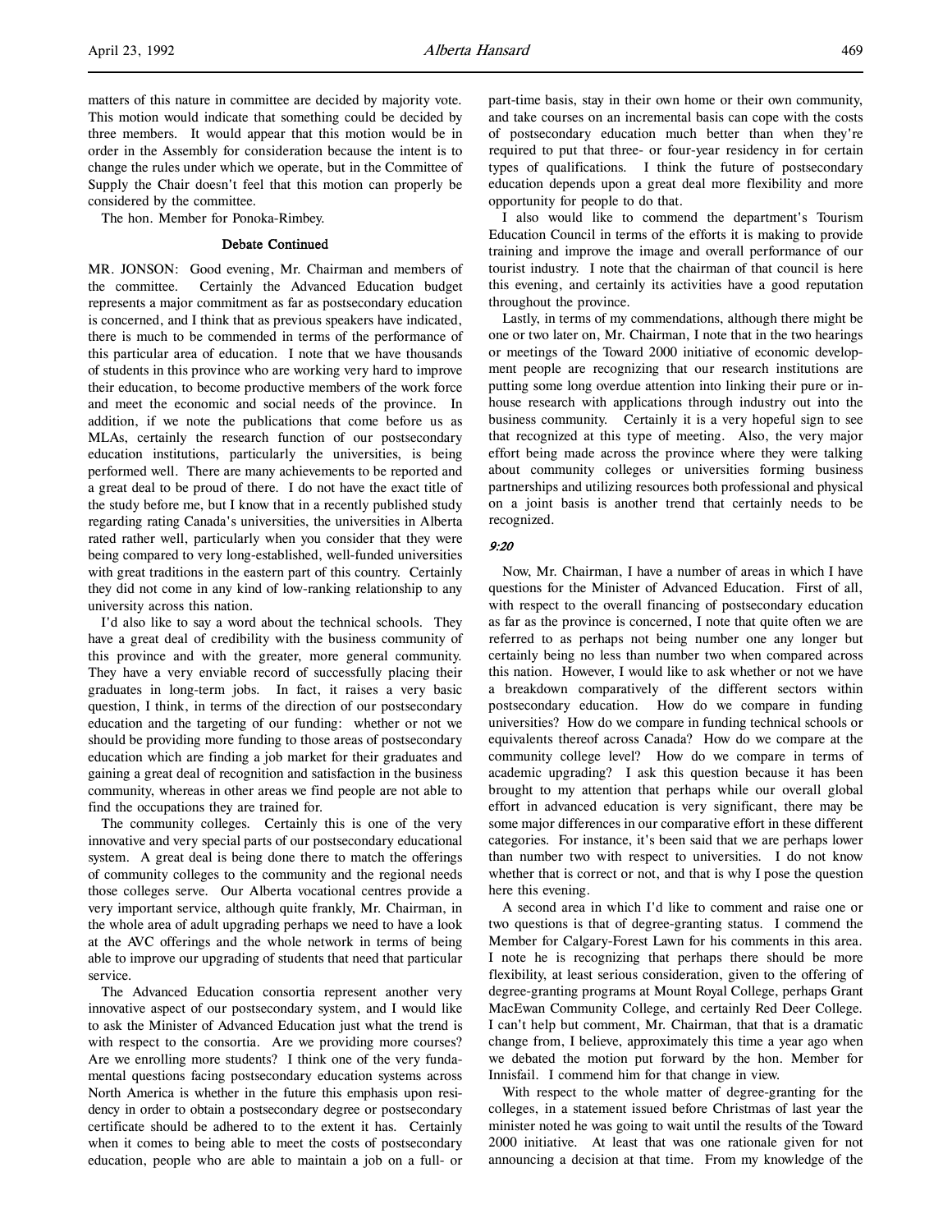matters of this nature in committee are decided by majority vote. This motion would indicate that something could be decided by three members. It would appear that this motion would be in order in the Assembly for consideration because the intent is to change the rules under which we operate, but in the Committee of Supply the Chair doesn't feel that this motion can properly be considered by the committee.

The hon. Member for Ponoka-Rimbey.

### Debate Continued

MR. JONSON: Good evening, Mr. Chairman and members of the committee. Certainly the Advanced Education budget represents a major commitment as far as postsecondary education is concerned, and I think that as previous speakers have indicated, there is much to be commended in terms of the performance of this particular area of education. I note that we have thousands of students in this province who are working very hard to improve their education, to become productive members of the work force and meet the economic and social needs of the province. In addition, if we note the publications that come before us as MLAs, certainly the research function of our postsecondary education institutions, particularly the universities, is being performed well. There are many achievements to be reported and a great deal to be proud of there. I do not have the exact title of the study before me, but I know that in a recently published study regarding rating Canada's universities, the universities in Alberta rated rather well, particularly when you consider that they were being compared to very long-established, well-funded universities with great traditions in the eastern part of this country. Certainly they did not come in any kind of low-ranking relationship to any university across this nation.

I'd also like to say a word about the technical schools. They have a great deal of credibility with the business community of this province and with the greater, more general community. They have a very enviable record of successfully placing their graduates in long-term jobs. In fact, it raises a very basic question, I think, in terms of the direction of our postsecondary education and the targeting of our funding: whether or not we should be providing more funding to those areas of postsecondary education which are finding a job market for their graduates and gaining a great deal of recognition and satisfaction in the business community, whereas in other areas we find people are not able to find the occupations they are trained for.

The community colleges. Certainly this is one of the very innovative and very special parts of our postsecondary educational system. A great deal is being done there to match the offerings of community colleges to the community and the regional needs those colleges serve. Our Alberta vocational centres provide a very important service, although quite frankly, Mr. Chairman, in the whole area of adult upgrading perhaps we need to have a look at the AVC offerings and the whole network in terms of being able to improve our upgrading of students that need that particular service.

The Advanced Education consortia represent another very innovative aspect of our postsecondary system, and I would like to ask the Minister of Advanced Education just what the trend is with respect to the consortia. Are we providing more courses? Are we enrolling more students? I think one of the very fundamental questions facing postsecondary education systems across North America is whether in the future this emphasis upon residency in order to obtain a postsecondary degree or postsecondary certificate should be adhered to to the extent it has. Certainly when it comes to being able to meet the costs of postsecondary education, people who are able to maintain a job on a full- or part-time basis, stay in their own home or their own community, and take courses on an incremental basis can cope with the costs of postsecondary education much better than when they're required to put that three- or four-year residency in for certain types of qualifications. I think the future of postsecondary education depends upon a great deal more flexibility and more opportunity for people to do that.

I also would like to commend the department's Tourism Education Council in terms of the efforts it is making to provide training and improve the image and overall performance of our tourist industry. I note that the chairman of that council is here this evening, and certainly its activities have a good reputation throughout the province.

Lastly, in terms of my commendations, although there might be one or two later on, Mr. Chairman, I note that in the two hearings or meetings of the Toward 2000 initiative of economic development people are recognizing that our research institutions are putting some long overdue attention into linking their pure or in-house research with applications through industry out into the business community. Certainly it is a very hopeful sign to see that recognized at this type of meeting. Also, the very major effort being made across the province where they were talking about community colleges or universities forming business partnerships and utilizing resources both professional and physical on a joint basis is another trend that certainly needs to be recognized.

*9:20*

Now, Mr. Chairman, I have a number of areas in which I have questions for the Minister of Advanced Education. First of all, with respect to the overall financing of postsecondary education as far as the province is concerned, I note that quite often we are referred to as perhaps not being number one any longer but certainly being no less than number two when compared across this nation. However, I would like to ask whether or not we have a breakdown comparatively of the different sectors within postsecondary education. How do we compare in funding universities? How do we compare in funding technical schools or equivalents thereof across Canada? How do we compare at the community college level? How do we compare in terms of academic upgrading? I ask this question because it has been brought to my attention that perhaps while our overall global effort in advanced education is very significant, there may be some major differences in our comparative effort in these different categories. For instance, it's been said that we are perhaps lower than number two with respect to universities. I do not know whether that is correct or not, and that is why I pose the question here this evening.

A second area in which I'd like to comment and raise one or two questions is that of degree-granting status. I commend the Member for Calgary-Forest Lawn for his comments in this area. I note he is recognizing that perhaps there should be more flexibility, at least serious consideration, given to the offering of degree-granting programs at Mount Royal College, perhaps Grant MacEwan Community College, and certainly Red Deer College. I can't help but comment, Mr. Chairman, that that is a dramatic change from, I believe, approximately this time a year ago when we debated the motion put forward by the hon. Member for Innisfail. I commend him for that change in view.

With respect to the whole matter of degree-granting for the colleges, in a statement issued before Christmas of last year the minister noted he was going to wait until the results of the Toward 2000 initiative. At least that was one rationale given for not announcing a decision at that time. From my knowledge of the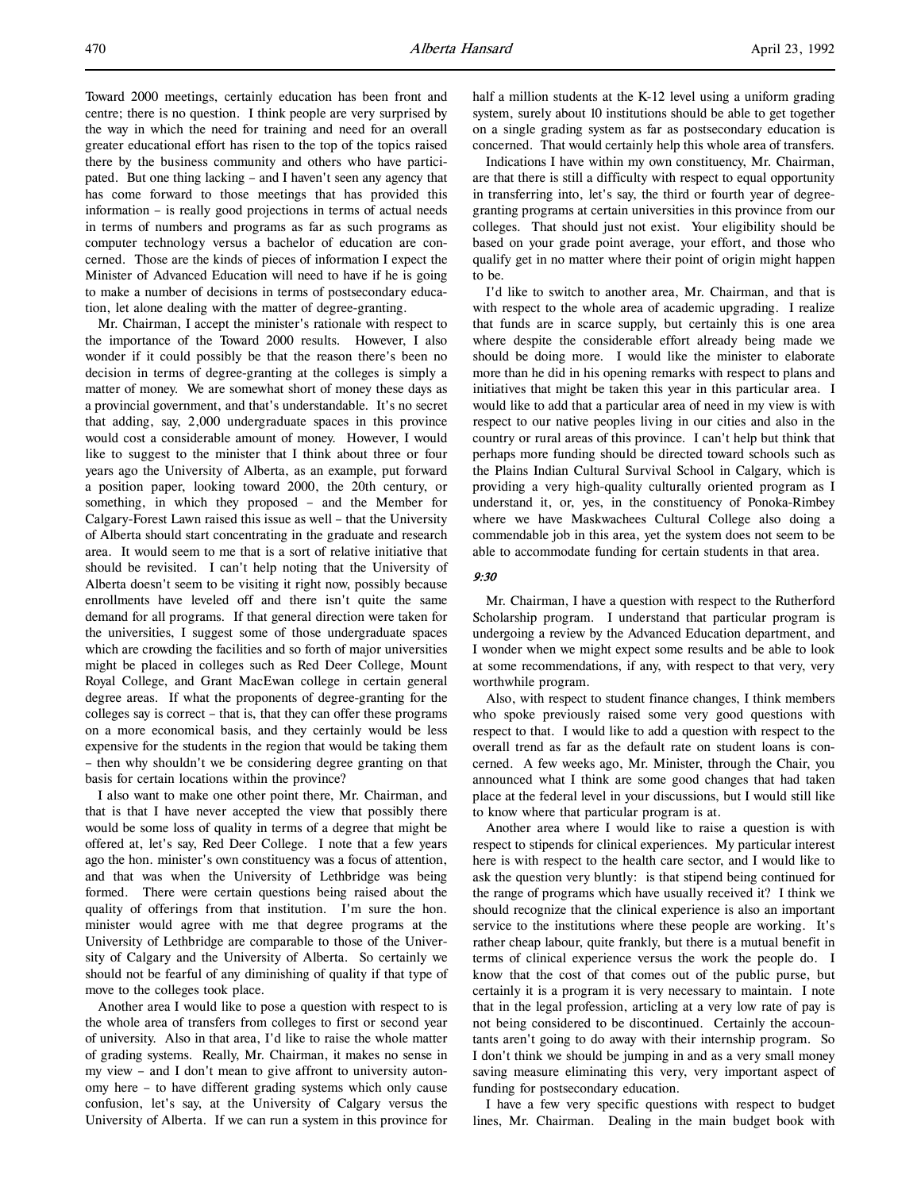Toward 2000 meetings, certainly education has been front and centre; there is no question. I think people are very surprised by the way in which the need for training and need for an overall greater educational effort has risen to the top of the topics raised there by the business community and others who have participated. But one thing lacking – and I haven't seen any agency that has come forward to those meetings that has provided this information – is really good projections in terms of actual needs in terms of numbers and programs as far as such programs as computer technology versus a bachelor of education are concerned. Those are the kinds of pieces of information I expect the Minister of Advanced Education will need to have if he is going to make a number of decisions in terms of postsecondary education, let alone dealing with the matter of degree-granting.

Mr. Chairman, I accept the minister's rationale with respect to the importance of the Toward 2000 results. However, I also wonder if it could possibly be that the reason there's been no decision in terms of degree-granting at the colleges is simply a matter of money. We are somewhat short of money these days as a provincial government, and that's understandable. It's no secret that adding, say, 2,000 undergraduate spaces in this province would cost a considerable amount of money. However, I would like to suggest to the minister that I think about three or four years ago the University of Alberta, as an example, put forward a position paper, looking toward 2000, the 20th century, or something, in which they proposed – and the Member for Calgary-Forest Lawn raised this issue as well – that the University of Alberta should start concentrating in the graduate and research area. It would seem to me that is a sort of relative initiative that should be revisited. I can't help noting that the University of Alberta doesn't seem to be visiting it right now, possibly because enrollments have leveled off and there isn't quite the same demand for all programs. If that general direction were taken for the universities, I suggest some of those undergraduate spaces which are crowding the facilities and so forth of major universities might be placed in colleges such as Red Deer College, Mount Royal College, and Grant MacEwan college in certain general degree areas. If what the proponents of degree-granting for the colleges say is correct – that is, that they can offer these programs on a more economical basis, and they certainly would be less expensive for the students in the region that would be taking them – then why shouldn't we be considering degree granting on that basis for certain locations within the province?

I also want to make one other point there, Mr. Chairman, and that is that I have never accepted the view that possibly there would be some loss of quality in terms of a degree that might be offered at, let's say, Red Deer College. I note that a few years ago the hon. minister's own constituency was a focus of attention, and that was when the University of Lethbridge was being formed. There were certain questions being raised about the quality of offerings from that institution. I'm sure the hon. minister would agree with me that degree programs at the University of Lethbridge are comparable to those of the University of Calgary and the University of Alberta. So certainly we should not be fearful of any diminishing of quality if that type of move to the colleges took place.

Another area I would like to pose a question with respect to is the whole area of transfers from colleges to first or second year of university. Also in that area, I'd like to raise the whole matter of grading systems. Really, Mr. Chairman, it makes no sense in my view – and I don't mean to give affront to university autonomy here – to have different grading systems which only cause confusion, let's say, at the University of Calgary versus the University of Alberta. If we can run a system in this province for half a million students at the K-12 level using a uniform grading system, surely about 10 institutions should be able to get together on a single grading system as far as postsecondary education is concerned. That would certainly help this whole area of transfers.

Indications I have within my own constituency, Mr. Chairman, are that there is still a difficulty with respect to equal opportunity in transferring into, let's say, the third or fourth year of degree-granting programs at certain universities in this province from our colleges. That should just not exist. Your eligibility should be based on your grade point average, your effort, and those who qualify get in no matter where their point of origin might happen to be.

I'd like to switch to another area, Mr. Chairman, and that is with respect to the whole area of academic upgrading. I realize that funds are in scarce supply, but certainly this is one area where despite the considerable effort already being made we should be doing more. I would like the minister to elaborate more than he did in his opening remarks with respect to plans and initiatives that might be taken this year in this particular area. I would like to add that a particular area of need in my view is with respect to our native peoples living in our cities and also in the country or rural areas of this province. I can't help but think that perhaps more funding should be directed toward schools such as the Plains Indian Cultural Survival School in Calgary, which is providing a very high-quality culturally oriented program as I understand it, or, yes, in the constituency of Ponoka-Rimbey where we have Maskwachees Cultural College also doing a commendable job in this area, yet the system does not seem to be able to accommodate funding for certain students in that area.

*9:30*

Mr. Chairman, I have a question with respect to the Rutherford Scholarship program. I understand that particular program is undergoing a review by the Advanced Education department, and I wonder when we might expect some results and be able to look at some recommendations, if any, with respect to that very, very worthwhile program.

Also, with respect to student finance changes, I think members who spoke previously raised some very good questions with respect to that. I would like to add a question with respect to the overall trend as far as the default rate on student loans is concerned. A few weeks ago, Mr. Minister, through the Chair, you announced what I think are some good changes that had taken place at the federal level in your discussions, but I would still like to know where that particular program is at.

Another area where I would like to raise a question is with respect to stipends for clinical experiences. My particular interest here is with respect to the health care sector, and I would like to ask the question very bluntly: is that stipend being continued for the range of programs which have usually received it? I think we should recognize that the clinical experience is also an important service to the institutions where these people are working. It's rather cheap labour, quite frankly, but there is a mutual benefit in terms of clinical experience versus the work the people do. I know that the cost of that comes out of the public purse, but certainly it is a program it is very necessary to maintain. I note that in the legal profession, articling at a very low rate of pay is not being considered to be discontinued. Certainly the accountants aren't going to do away with their internship program. So I don't think we should be jumping in and as a very small money saving measure eliminating this very, very important aspect of funding for postsecondary education.

I have a few very specific questions with respect to budget lines, Mr. Chairman. Dealing in the main budget book with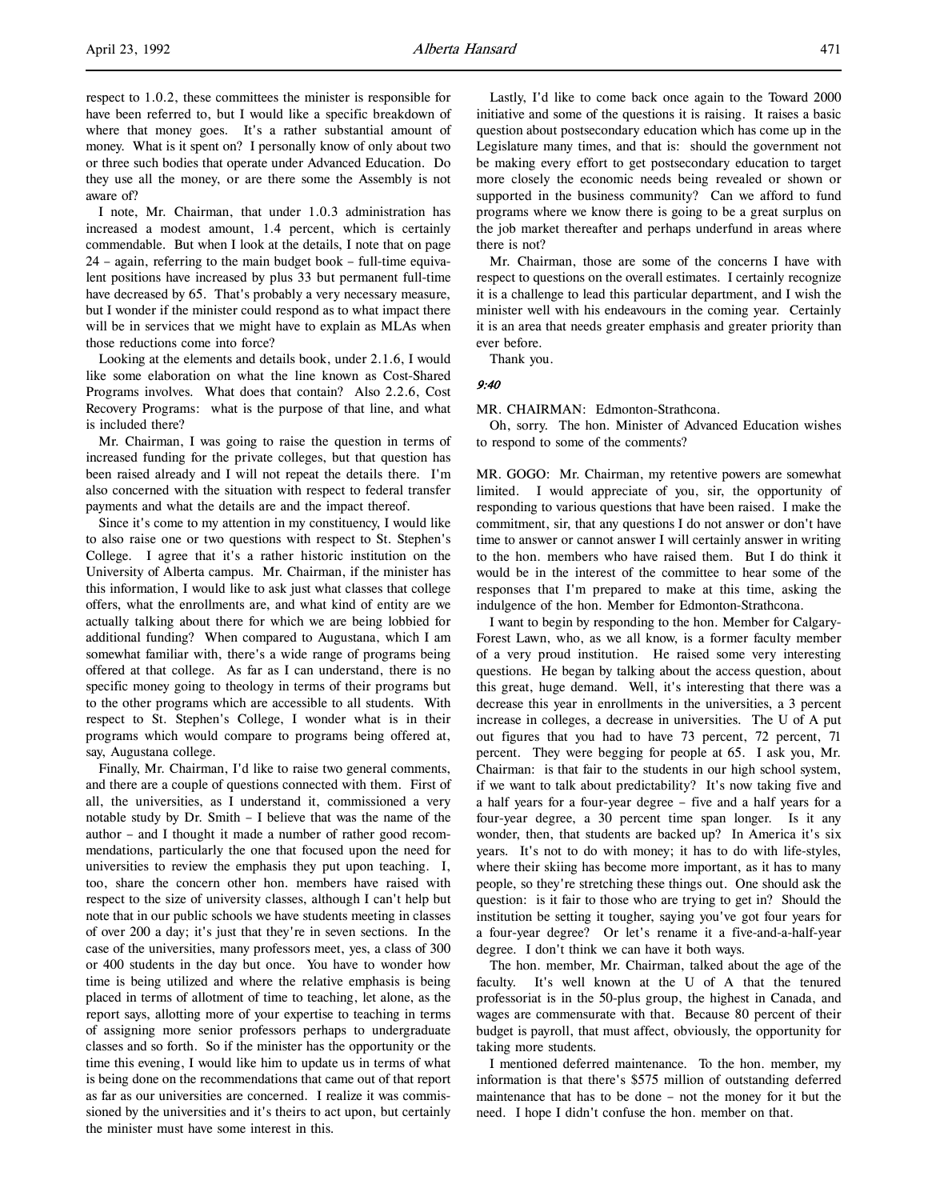respect to 1.0.2, these committees the minister is responsible for have been referred to, but I would like a specific breakdown of where that money goes. It's a rather substantial amount of money. What is it spent on? I personally know of only about two or three such bodies that operate under Advanced Education. Do they use all the money, or are there some the Assembly is not aware of?

I note, Mr. Chairman, that under 1.0.3 administration has increased a modest amount, 1.4 percent, which is certainly commendable. But when I look at the details, I note that on page 24 – again, referring to the main budget book – full-time equivalent positions have increased by plus 33 but permanent full-time have decreased by 65. That's probably a very necessary measure, but I wonder if the minister could respond as to what impact there will be in services that we might have to explain as MLAs when those reductions come into force?

Looking at the elements and details book, under 2.1.6, I would like some elaboration on what the line known as Cost-Shared Programs involves. What does that contain? Also 2.2.6, Cost Recovery Programs: what is the purpose of that line, and what is included there?

Mr. Chairman, I was going to raise the question in terms of increased funding for the private colleges, but that question has been raised already and I will not repeat the details there. I'm also concerned with the situation with respect to federal transfer payments and what the details are and the impact thereof.

Since it's come to my attention in my constituency, I would like to also raise one or two questions with respect to St. Stephen's College. I agree that it's a rather historic institution on the University of Alberta campus. Mr. Chairman, if the minister has this information, I would like to ask just what classes that college offers, what the enrollments are, and what kind of entity are we actually talking about there for which we are being lobbied for additional funding? When compared to Augustana, which I am somewhat familiar with, there's a wide range of programs being offered at that college. As far as I can understand, there is no specific money going to theology in terms of their programs but to the other programs which are accessible to all students. With respect to St. Stephen's College, I wonder what is in their programs which would compare to programs being offered at, say, Augustana college.

Finally, Mr. Chairman, I'd like to raise two general comments, and there are a couple of questions connected with them. First of all, the universities, as I understand it, commissioned a very notable study by Dr. Smith – I believe that was the name of the author – and I thought it made a number of rather good recommendations, particularly the one that focused upon the need for universities to review the emphasis they put upon teaching. I, too, share the concern other hon. members have raised with respect to the size of university classes, although I can't help but note that in our public schools we have students meeting in classes of over 200 a day; it's just that they're in seven sections. In the case of the universities, many professors meet, yes, a class of 300 or 400 students in the day but once. You have to wonder how time is being utilized and where the relative emphasis is being placed in terms of allotment of time to teaching, let alone, as the report says, allotting more of your expertise to teaching in terms of assigning more senior professors perhaps to undergraduate classes and so forth. So if the minister has the opportunity or the time this evening, I would like him to update us in terms of what is being done on the recommendations that came out of that report as far as our universities are concerned. I realize it was commissioned by the universities and it's theirs to act upon, but certainly the minister must have some interest in this.

Lastly, I'd like to come back once again to the Toward 2000 initiative and some of the questions it is raising. It raises a basic question about postsecondary education which has come up in the Legislature many times, and that is: should the government not be making every effort to get postsecondary education to target more closely the economic needs being revealed or shown or supported in the business community? Can we afford to fund programs where we know there is going to be a great surplus on the job market thereafter and perhaps underfund in areas where there is not?

Mr. Chairman, those are some of the concerns I have with respect to questions on the overall estimates. I certainly recognize it is a challenge to lead this particular department, and I wish the minister well with his endeavours in the coming year. Certainly it is an area that needs greater emphasis and greater priority than ever before.

Thank you.

*9:40*

MR. CHAIRMAN: Edmonton-Strathcona.

Oh, sorry. The hon. Minister of Advanced Education wishes to respond to some of the comments?

MR. GOGO: Mr. Chairman, my retentive powers are somewhat limited. I would appreciate of you, sir, the opportunity of responding to various questions that have been raised. I make the commitment, sir, that any questions I do not answer or don't have time to answer or cannot answer I will certainly answer in writing to the hon. members who have raised them. But I do think it would be in the interest of the committee to hear some of the responses that I'm prepared to make at this time, asking the indulgence of the hon. Member for Edmonton-Strathcona.

I want to begin by responding to the hon. Member for Calgary-Forest Lawn, who, as we all know, is a former faculty member of a very proud institution. He raised some very interesting questions. He began by talking about the access question, about this great, huge demand. Well, it's interesting that there was a decrease this year in enrollments in the universities, a 3 percent increase in colleges, a decrease in universities. The U of A put out figures that you had to have 73 percent, 72 percent, 71 percent. They were begging for people at 65. I ask you, Mr. Chairman: is that fair to the students in our high school system, if we want to talk about predictability? It's now taking five and a half years for a four-year degree – five and a half years for a four-year degree, a 30 percent time span longer. Is it any wonder, then, that students are backed up? In America it's six years. It's not to do with money; it has to do with life-styles, where their skiing has become more important, as it has to many people, so they're stretching these things out. One should ask the question: is it fair to those who are trying to get in? Should the institution be setting it tougher, saying you've got four years for a four-year degree? Or let's rename it a five-and-a-half-year degree. I don't think we can have it both ways.

The hon. member, Mr. Chairman, talked about the age of the faculty. It's well known at the U of A that the tenured professoriat is in the 50-plus group, the highest in Canada, and wages are commensurate with that. Because 80 percent of their budget is payroll, that must affect, obviously, the opportunity for taking more students.

I mentioned deferred maintenance. To the hon. member, my information is that there's $575 million of outstanding deferred maintenance that has to be done – not the money for it but the need. I hope I didn't confuse the hon. member on that.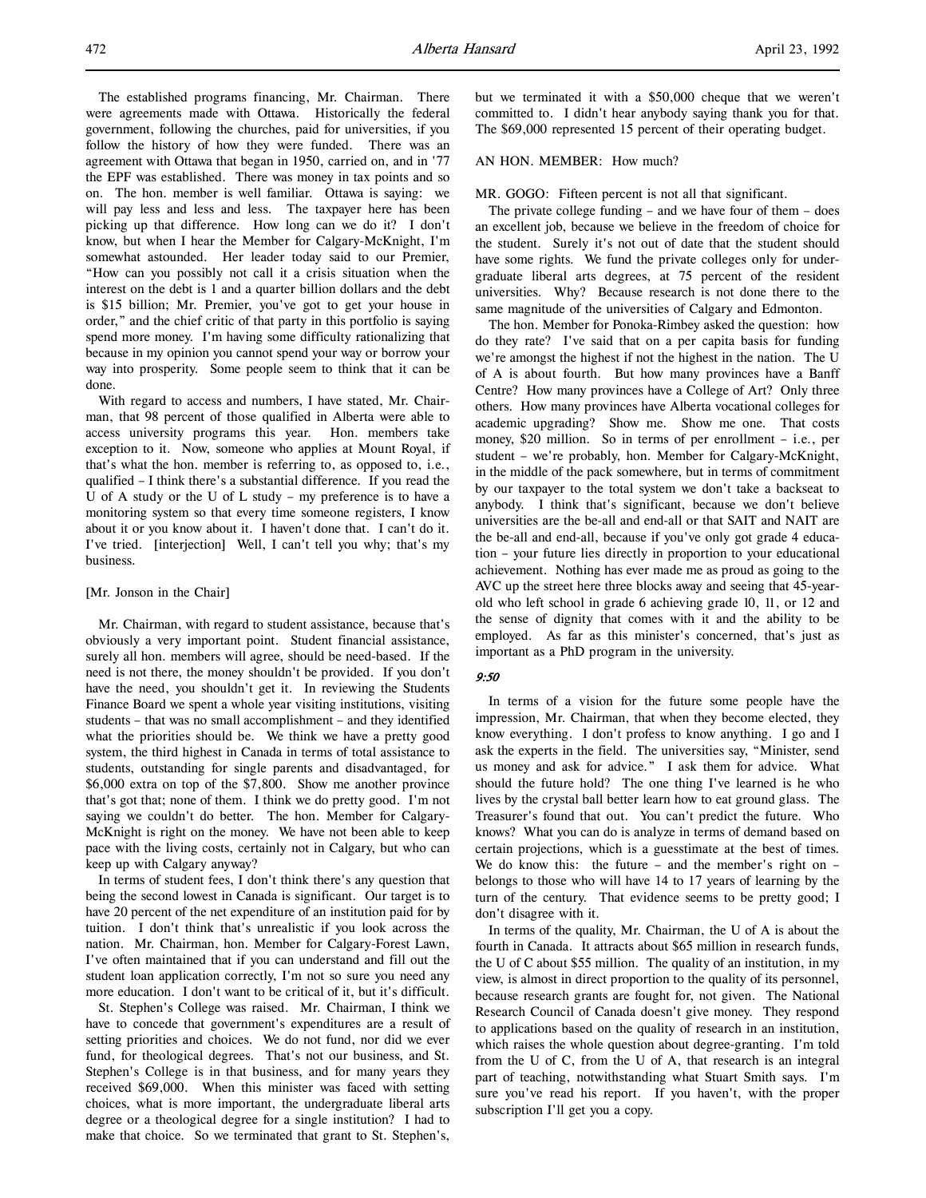The established programs financing, Mr. Chairman. There were agreements made with Ottawa. Historically the federal government, following the churches, paid for universities, if you follow the history of how they were funded. There was an agreement with Ottawa that began in 1950, carried on, and in '77 the EPF was established. There was money in tax points and so on. The hon. member is well familiar. Ottawa is saying: we will pay less and less and less. The taxpayer here has been picking up that difference. How long can we do it? I don't know, but when I hear the Member for Calgary-McKnight, I'm somewhat astounded. Her leader today said to our Premier, "How can you possibly not call it a crisis situation when the interest on the debt is 1 and a quarter billion dollars and the debt is $15 billion; Mr. Premier, you've got to get your house in order," and the chief critic of that party in this portfolio is saying spend more money. I'm having some difficulty rationalizing that because in my opinion you cannot spend your way or borrow your way into prosperity. Some people seem to think that it can be done.

With regard to access and numbers, I have stated, Mr. Chairman, that 98 percent of those qualified in Alberta were able to access university programs this year. Hon. members take exception to it. Now, someone who applies at Mount Royal, if that's what the hon. member is referring to, as opposed to, i.e., qualified – I think there's a substantial difference. If you read the U of A study or the U of L study – my preference is to have a monitoring system so that every time someone registers, I know about it or you know about it. I haven't done that. I can't do it. I've tried. [interjection] Well, I can't tell you why; that's my business.

[Mr. Jonson in the Chair]

Mr. Chairman, with regard to student assistance, because that's obviously a very important point. Student financial assistance, surely all hon. members will agree, should be need-based. If the need is not there, the money shouldn't be provided. If you don't have the need, you shouldn't get it. In reviewing the Students Finance Board we spent a whole year visiting institutions, visiting students – that was no small accomplishment – and they identified what the priorities should be. We think we have a pretty good system, the third highest in Canada in terms of total assistance to students, outstanding for single parents and disadvantaged, for $6,000 extra on top of the $7,800. Show me another province that's got that; none of them. I think we do pretty good. I'm not saying we couldn't do better. The hon. Member for Calgary-McKnight is right on the money. We have not been able to keep pace with the living costs, certainly not in Calgary, but who can keep up with Calgary anyway?

In terms of student fees, I don't think there's any question that being the second lowest in Canada is significant. Our target is to have 20 percent of the net expenditure of an institution paid for by tuition. I don't think that's unrealistic if you look across the nation. Mr. Chairman, hon. Member for Calgary-Forest Lawn, I've often maintained that if you can understand and fill out the student loan application correctly, I'm not so sure you need any more education. I don't want to be critical of it, but it's difficult.

St. Stephen's College was raised. Mr. Chairman, I think we have to concede that government's expenditures are a result of setting priorities and choices. We do not fund, nor did we ever fund, for theological degrees. That's not our business, and St. Stephen's College is in that business, and for many years they received $69,000. When this minister was faced with setting choices, what is more important, the undergraduate liberal arts degree or a theological degree for a single institution? I had to make that choice. So we terminated that grant to St. Stephen's, but we terminated it with a $50,000 cheque that we weren't committed to. I didn't hear anybody saying thank you for that. The $69,000 represented 15 percent of their operating budget.

AN HON. MEMBER: How much?

MR. GOGO: Fifteen percent is not all that significant.

The private college funding – and we have four of them – does an excellent job, because we believe in the freedom of choice for the student. Surely it's not out of date that the student should have some rights. We fund the private colleges only for undergraduate liberal arts degrees, at 75 percent of the resident universities. Why? Because research is not done there to the same magnitude of the universities of Calgary and Edmonton.

The hon. Member for Ponoka-Rimbey asked the question: how do they rate? I've said that on a per capita basis for funding we're amongst the highest if not the highest in the nation. The U of A is about fourth. But how many provinces have a Banff Centre? How many provinces have a College of Art? Only three others. How many provinces have Alberta vocational colleges for academic upgrading? Show me. Show me one. That costs money, $20 million. So in terms of per enrollment – i.e., per student – we're probably, hon. Member for Calgary-McKnight, in the middle of the pack somewhere, but in terms of commitment by our taxpayer to the total system we don't take a backseat to anybody. I think that's significant, because we don't believe universities are the be-all and end-all or that SAIT and NAIT are the be-all and end-all, because if you've only got grade 4 education – your future lies directly in proportion to your educational achievement. Nothing has ever made me as proud as going to the AVC up the street here three blocks away and seeing that 45-year-old who left school in grade 6 achieving grade 10, 11, or 12 and the sense of dignity that comes with it and the ability to be employed. As far as this minister's concerned, that's just as important as a PhD program in the university.

*9:50*

In terms of a vision for the future some people have the impression, Mr. Chairman, that when they become elected, they know everything. I don't profess to know anything. I go and I ask the experts in the field. The universities say, "Minister, send us money and ask for advice." I ask them for advice. What should the future hold? The one thing I've learned is he who lives by the crystal ball better learn how to eat ground glass. The Treasurer's found that out. You can't predict the future. Who knows? What you can do is analyze in terms of demand based on certain projections, which is a guesstimate at the best of times. We do know this: the future – and the member's right on – belongs to those who will have 14 to 17 years of learning by the turn of the century. That evidence seems to be pretty good; I don't disagree with it.

In terms of the quality, Mr. Chairman, the U of A is about the fourth in Canada. It attracts about $65 million in research funds, the U of C about $55 million. The quality of an institution, in my view, is almost in direct proportion to the quality of its personnel, because research grants are fought for, not given. The National Research Council of Canada doesn't give money. They respond to applications based on the quality of research in an institution, which raises the whole question about degree-granting. I'm told from the U of C, from the U of A, that research is an integral part of teaching, notwithstanding what Stuart Smith says. I'm sure you've read his report. If you haven't, with the proper subscription I'll get you a copy.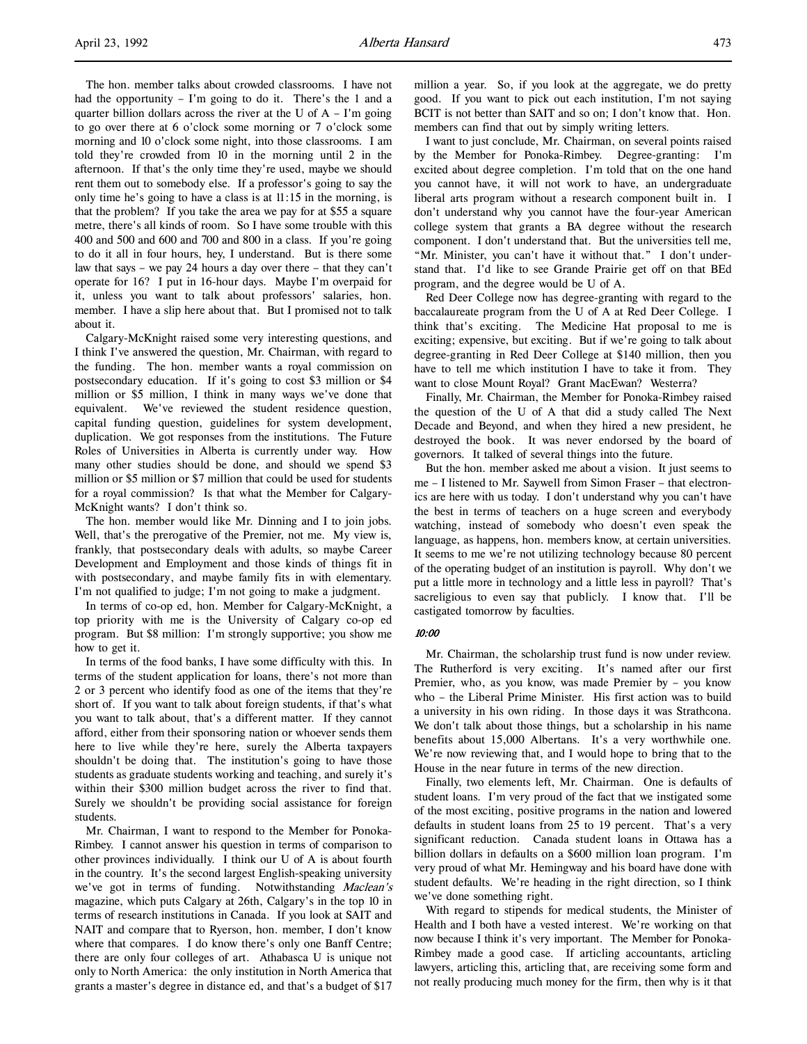The hon. member talks about crowded classrooms. I have not had the opportunity – I'm going to do it. There's the 1 and a quarter billion dollars across the river at the U of A – I'm going to go over there at 6 o'clock some morning or 7 o'clock some morning and 10 o'clock some night, into those classrooms. I am told they're crowded from 10 in the morning until 2 in the afternoon. If that's the only time they're used, maybe we should rent them out to somebody else. If a professor's going to say the only time he's going to have a class is at 11:15 in the morning, is that the problem? If you take the area we pay for at $55 a square metre, there's all kinds of room. So I have some trouble with this 400 and 500 and 600 and 700 and 800 in a class. If you're going to do it all in four hours, hey, I understand. But is there some law that says – we pay 24 hours a day over there – that they can't operate for 16? I put in 16-hour days. Maybe I'm overpaid for it, unless you want to talk about professors' salaries, hon. member. I have a slip here about that. But I promised not to talk about it.

Calgary-McKnight raised some very interesting questions, and I think I've answered the question, Mr. Chairman, with regard to the funding. The hon. member wants a royal commission on postsecondary education. If it's going to cost $3 million or $4 million or $5 million, I think in many ways we've done that equivalent. We've reviewed the student residence question, capital funding question, guidelines for system development, duplication. We got responses from the institutions. The Future Roles of Universities in Alberta is currently under way. How many other studies should be done, and should we spend $3 million or $5 million or $7 million that could be used for students for a royal commission? Is that what the Member for Calgary-McKnight wants? I don't think so.

The hon. member would like Mr. Dinning and I to join jobs. Well, that's the prerogative of the Premier, not me. My view is, frankly, that postsecondary deals with adults, so maybe Career Development and Employment and those kinds of things fit in with postsecondary, and maybe family fits in with elementary. I'm not qualified to judge; I'm not going to make a judgment.

In terms of co-op ed, hon. Member for Calgary-McKnight, a top priority with me is the University of Calgary co-op ed program. But $8 million: I'm strongly supportive; you show me how to get it.

In terms of the food banks, I have some difficulty with this. In terms of the student application for loans, there's not more than 2 or 3 percent who identify food as one of the items that they're short of. If you want to talk about foreign students, if that's what you want to talk about, that's a different matter. If they cannot afford, either from their sponsoring nation or whoever sends them here to live while they're here, surely the Alberta taxpayers shouldn't be doing that. The institution's going to have those students as graduate students working and teaching, and surely it's within their $300 million budget across the river to find that. Surely we shouldn't be providing social assistance for foreign students.

Mr. Chairman, I want to respond to the Member for Ponoka-Rimbey. I cannot answer his question in terms of comparison to other provinces individually. I think our U of A is about fourth in the country. It's the second largest English-speaking university we've got in terms of funding. Notwithstanding *Maclean's* magazine, which puts Calgary at 26th, Calgary's in the top 10 in terms of research institutions in Canada. If you look at SAIT and NAIT and compare that to Ryerson, hon. member, I don't know where that compares. I do know there's only one Banff Centre; there are only four colleges of art. Athabasca U is unique not only to North America: the only institution in North America that grants a master's degree in distance ed, and that's a budget of $17 million a year. So, if you look at the aggregate, we do pretty good. If you want to pick out each institution, I'm not saying BCIT is not better than SAIT and so on; I don't know that. Hon. members can find that out by simply writing letters.

I want to just conclude, Mr. Chairman, on several points raised by the Member for Ponoka-Rimbey. Degree-granting: I'm excited about degree completion. I'm told that on the one hand you cannot have, it will not work to have, an undergraduate liberal arts program without a research component built in. I don't understand why you cannot have the four-year American college system that grants a BA degree without the research component. I don't understand that. But the universities tell me, "Mr. Minister, you can't have it without that." I don't understand that. I'd like to see Grande Prairie get off on that BEd program, and the degree would be U of A.

Red Deer College now has degree-granting with regard to the baccalaureate program from the U of A at Red Deer College. I think that's exciting. The Medicine Hat proposal to me is exciting; expensive, but exciting. But if we're going to talk about degree-granting in Red Deer College at $140 million, then you have to tell me which institution I have to take it from. They want to close Mount Royal? Grant MacEwan? Westerra?

Finally, Mr. Chairman, the Member for Ponoka-Rimbey raised the question of the U of A that did a study called The Next Decade and Beyond, and when they hired a new president, he destroyed the book. It was never endorsed by the board of governors. It talked of several things into the future.

But the hon. member asked me about a vision. It just seems to me – I listened to Mr. Saywell from Simon Fraser – that electronics are here with us today. I don't understand why you can't have the best in terms of teachers on a huge screen and everybody watching, instead of somebody who doesn't even speak the language, as happens, hon. members know, at certain universities. It seems to me we're not utilizing technology because 80 percent of the operating budget of an institution is payroll. Why don't we put a little more in technology and a little less in payroll? That's sacreligious to even say that publicly. I know that. I'll be castigated tomorrow by faculties.

*10:00*

Mr. Chairman, the scholarship trust fund is now under review. The Rutherford is very exciting. It's named after our first Premier, who, as you know, was made Premier by – you know who – the Liberal Prime Minister. His first action was to build a university in his own riding. In those days it was Strathcona. We don't talk about those things, but a scholarship in his name benefits about 15,000 Albertans. It's a very worthwhile one. We're now reviewing that, and I would hope to bring that to the House in the near future in terms of the new direction.

Finally, two elements left, Mr. Chairman. One is defaults of student loans. I'm very proud of the fact that we instigated some of the most exciting, positive programs in the nation and lowered defaults in student loans from 25 to 19 percent. That's a very significant reduction. Canada student loans in Ottawa has a billion dollars in defaults on a $600 million loan program. I'm very proud of what Mr. Hemingway and his board have done with student defaults. We're heading in the right direction, so I think we've done something right.

With regard to stipends for medical students, the Minister of Health and I both have a vested interest. We're working on that now because I think it's very important. The Member for Ponoka-Rimbey made a good case. If articling accountants, articling lawyers, articling this, articling that, are receiving some form and not really producing much money for the firm, then why is it that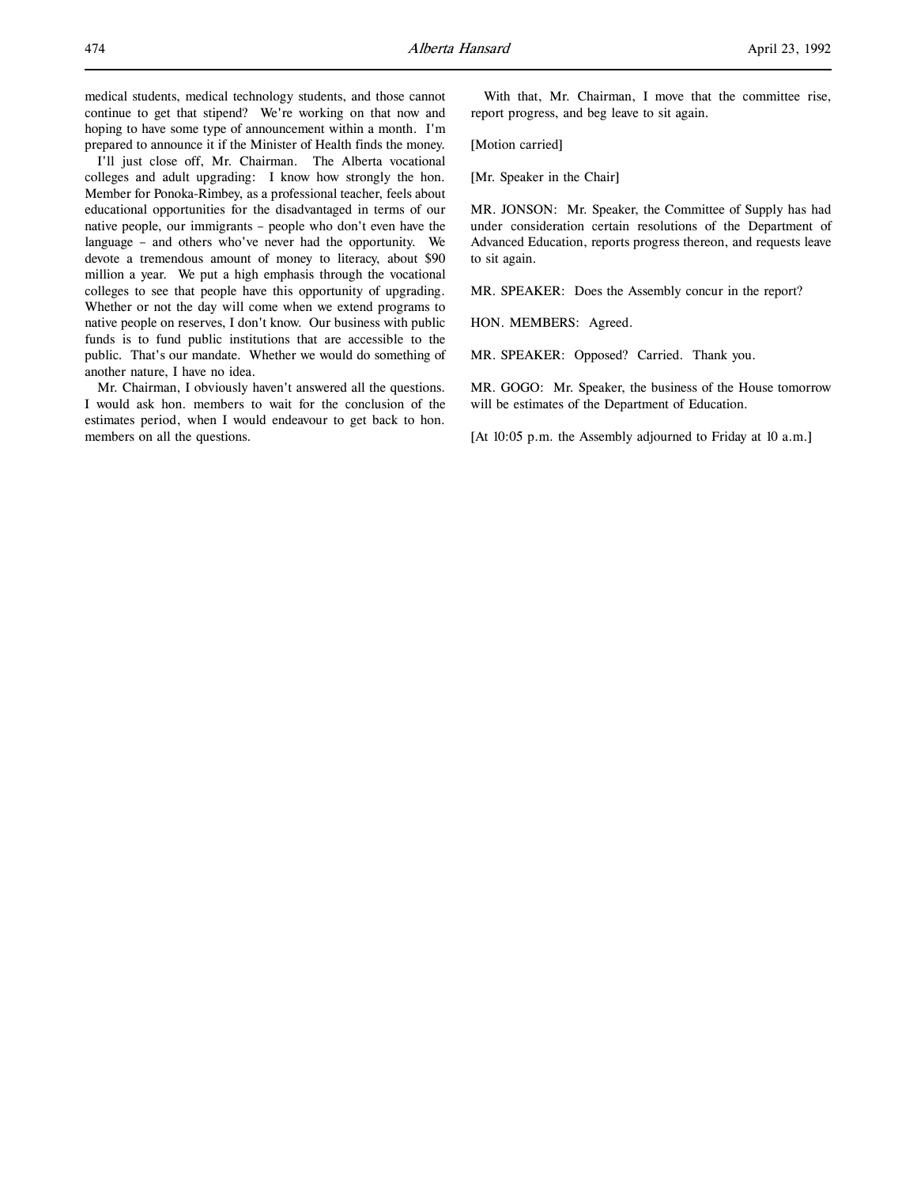medical students, medical technology students, and those cannot continue to get that stipend? We're working on that now and hoping to have some type of announcement within a month. I'm prepared to announce it if the Minister of Health finds the money.

I'll just close off, Mr. Chairman. The Alberta vocational colleges and adult upgrading: I know how strongly the hon. Member for Ponoka-Rimbey, as a professional teacher, feels about educational opportunities for the disadvantaged in terms of our native people, our immigrants – people who don't even have the language – and others who've never had the opportunity. We devote a tremendous amount of money to literacy, about $90 million a year. We put a high emphasis through the vocational colleges to see that people have this opportunity of upgrading. Whether or not the day will come when we extend programs to native people on reserves, I don't know. Our business with public funds is to fund public institutions that are accessible to the public. That's our mandate. Whether we would do something of another nature, I have no idea.

Mr. Chairman, I obviously haven't answered all the questions. I would ask hon. members to wait for the conclusion of the estimates period, when I would endeavour to get back to hon. members on all the questions.

With that, Mr. Chairman, I move that the committee rise, report progress, and beg leave to sit again.

[Motion carried]

[Mr. Speaker in the Chair]

MR. JONSON: Mr. Speaker, the Committee of Supply has had under consideration certain resolutions of the Department of Advanced Education, reports progress thereon, and requests leave to sit again.

MR. SPEAKER: Does the Assembly concur in the report?

HON. MEMBERS: Agreed.

MR. SPEAKER: Opposed? Carried. Thank you.

MR. GOGO: Mr. Speaker, the business of the House tomorrow will be estimates of the Department of Education.

[At 10:05 p.m. the Assembly adjourned to Friday at 10 a.m.]